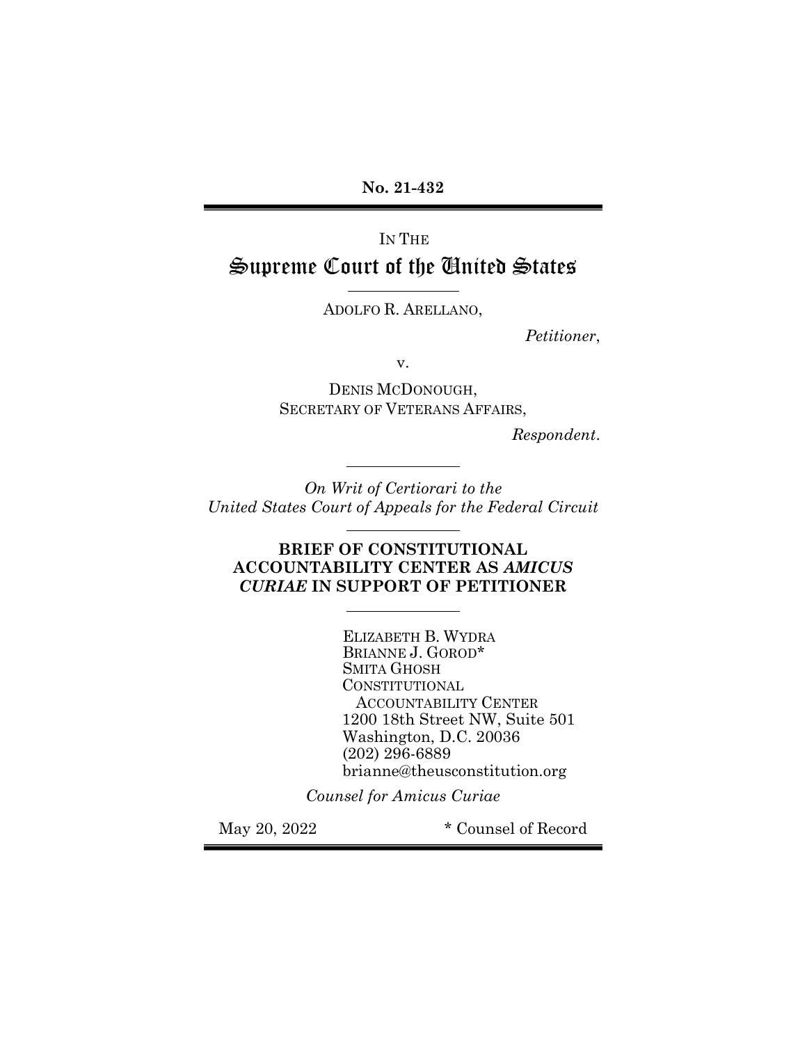**No. 21-432**

IN THE

# Supreme Court of the United States

ADOLFO R. ARELLANO,

*Petitioner*,

v.

DENIS MCDONOUGH,
SECRETARY OF VETERANS AFFAIRS,

*Respondent*.

*On Writ of Certiorari to the*
*United States Court of Appeals for the Federal Circuit*

**BRIEF OF CONSTITUTIONAL ACCOUNTABILITY CENTER AS *AMICUS CURIAE* IN SUPPORT OF PETITIONER**

ELIZABETH B. WYDRA
BRIANNE J. GOROD*
SMITA GHOSH
CONSTITUTIONAL
ACCOUNTABILITY CENTER
1200 18th Street NW, Suite 501
Washington, D.C. 20036
(202) 296-6889
brianne@theusconstitution.org

*Counsel for Amicus Curiae*

May 20, 2022

\* Counsel of Record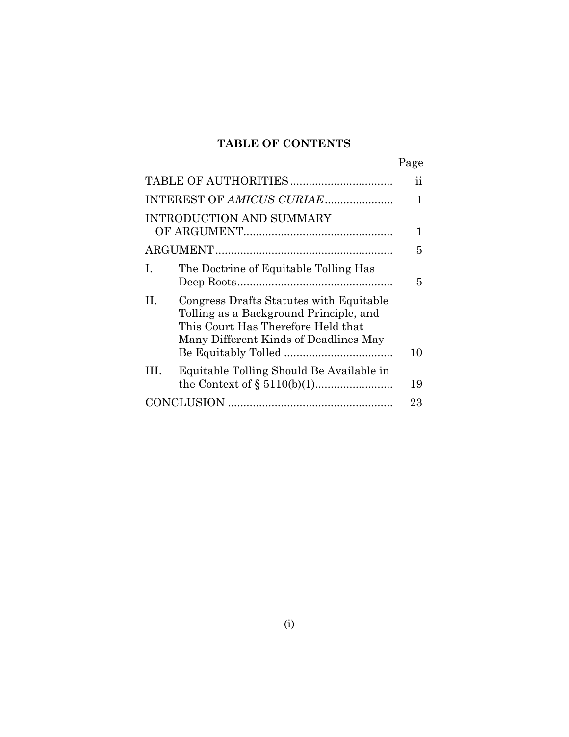## TABLE OF CONTENTS

| | | Page |
|---|---|---|
| TABLE OF AUTHORITIES | | ii |
| INTEREST OF *AMICUS CURIAE* | | 1 |
| INTRODUCTION AND SUMMARY OF ARGUMENT | | 1 |
| ARGUMENT | | 5 |
| I. | The Doctrine of Equitable Tolling Has Deep Roots | 5 |
| II. | Congress Drafts Statutes with Equitable Tolling as a Background Principle, and This Court Has Therefore Held that Many Different Kinds of Deadlines May Be Equitably Tolled | 10 |
| III. | Equitable Tolling Should Be Available in the Context of § 5110(b)(1) | 19 |
| CONCLUSION | | 23 |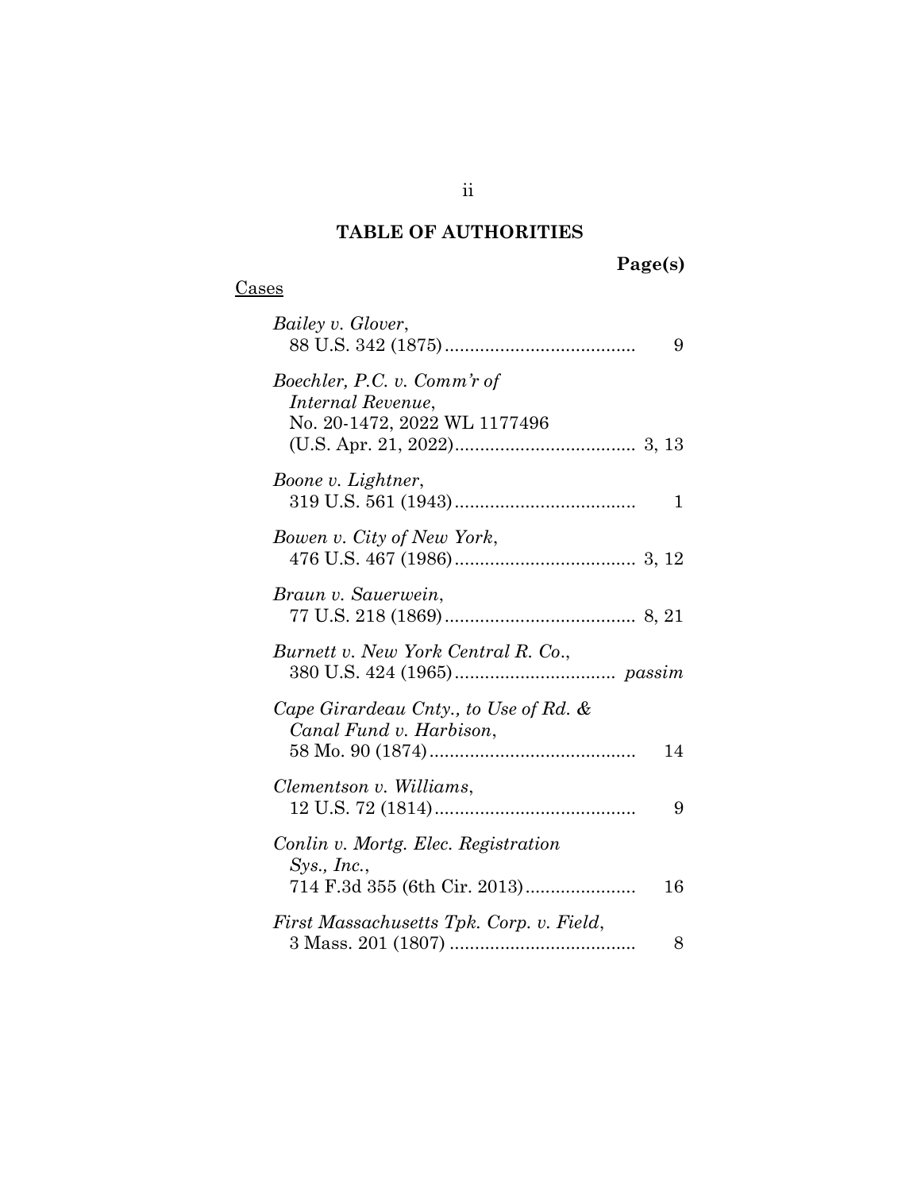# TABLE OF AUTHORITIES

**Page(s)**

Cases

*Bailey v. Glover*,
88 U.S. 342 (1875) .......................................... 9

*Boechler, P.C. v. Comm'r of Internal Revenue*,
No. 20-1472, 2022 WL 1177496
(U.S. Apr. 21, 2022) .................................... 3, 13

*Boone v. Lightner*,
319 U.S. 561 (1943) .......................................... 1

*Bowen v. City of New York*,
476 U.S. 467 (1986) .................................... 3, 12

*Braun v. Sauerwein*,
77 U.S. 218 (1869) ...................................... 8, 21

*Burnett v. New York Central R. Co.*,
380 U.S. 424 (1965) ................................ *passim*

*Cape Girardeau Cnty., to Use of Rd. & Canal Fund v. Harbison*,
58 Mo. 90 (1874) .......................................... 14

*Clementson v. Williams*,
12 U.S. 72 (1814) .......................................... 9

*Conlin v. Mortg. Elec. Registration Sys., Inc.*,
714 F.3d 355 (6th Cir. 2013) ...................... 16

*First Massachusetts Tpk. Corp. v. Field*,
3 Mass. 201 (1807) ...................................... 8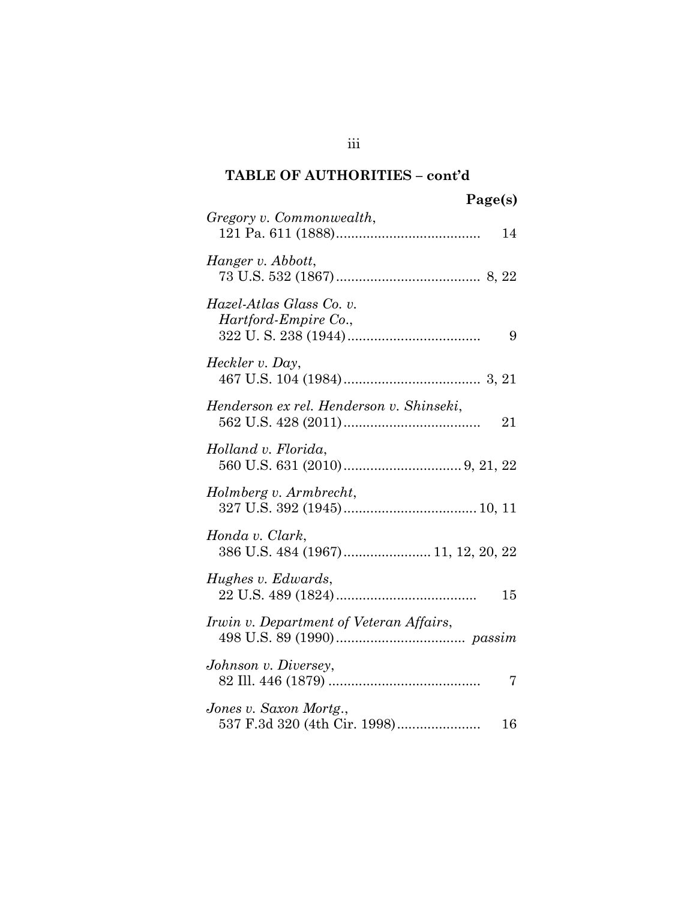## TABLE OF AUTHORITIES – cont'd

**Page(s)**

*Gregory v. Commonwealth*,
121 Pa. 611 (1888) .................................... 14

*Hanger v. Abbott*,
73 U.S. 532 (1867) .................................... 8, 22

*Hazel-Atlas Glass Co. v. Hartford-Empire Co.*,
322 U. S. 238 (1944) .................................... 9

*Heckler v. Day*,
467 U.S. 104 (1984) .................................... 3, 21

*Henderson ex rel. Henderson v. Shinseki*,
562 U.S. 428 (2011) .................................... 21

*Holland v. Florida*,
560 U.S. 631 (2010) .................................... 9, 21, 22

*Holmberg v. Armbrecht*,
327 U.S. 392 (1945) .................................... 10, 11

*Honda v. Clark*,
386 U.S. 484 (1967) .................................... 11, 12, 20, 22

*Hughes v. Edwards*,
22 U.S. 489 (1824) .................................... 15

*Irwin v. Department of Veteran Affairs*,
498 U.S. 89 (1990) .................................... *passim*

*Johnson v. Diversey*,
82 Ill. 446 (1879) .................................... 7

*Jones v. Saxon Mortg.*,
537 F.3d 320 (4th Cir. 1998) .................................... 16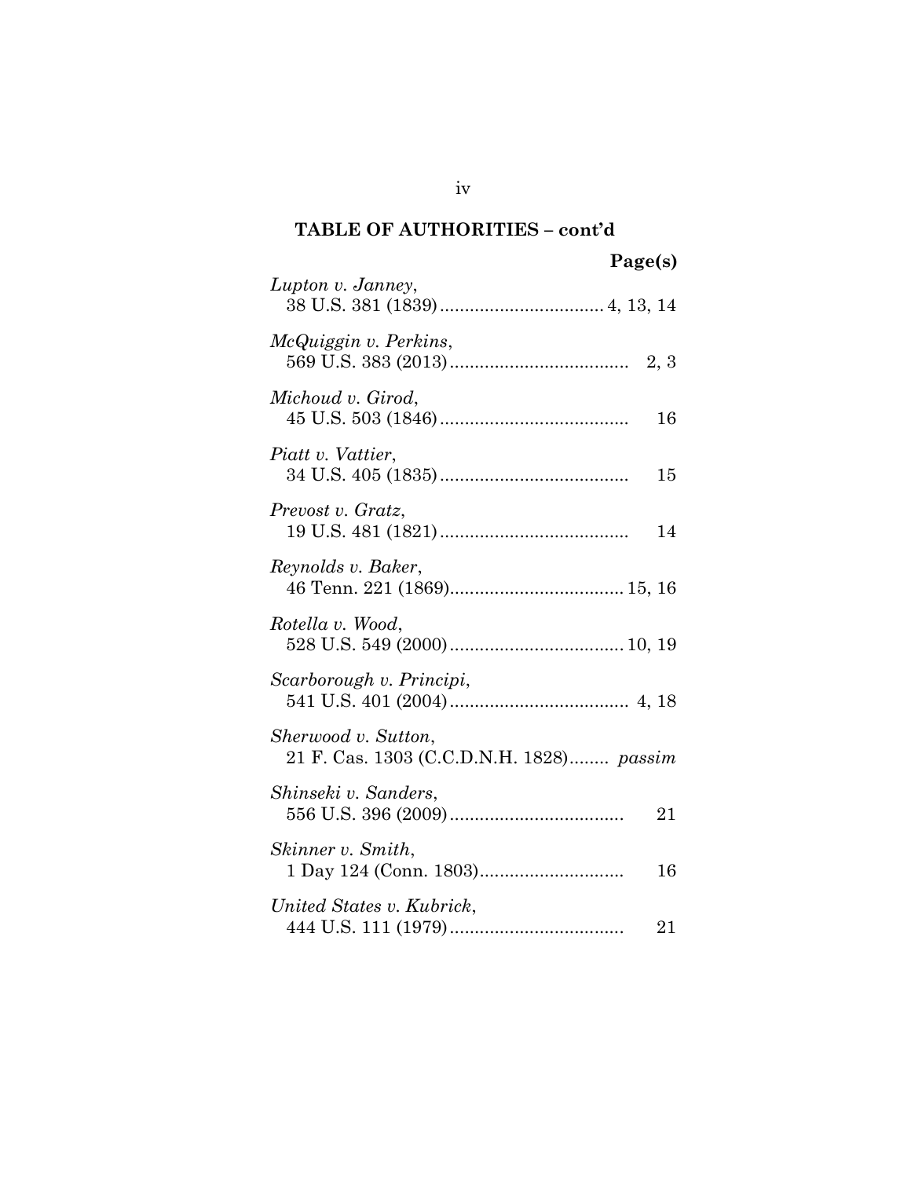## TABLE OF AUTHORITIES – cont'd

**Page(s)**

*Lupton v. Janney*,
38 U.S. 381 (1839) ................................ 4, 13, 14

*McQuiggin v. Perkins*,
569 U.S. 383 (2013) .................................... 2, 3

*Michoud v. Girod*,
45 U.S. 503 (1846) ...................................... 16

*Piatt v. Vattier*,
34 U.S. 405 (1835) ...................................... 15

*Prevost v. Gratz*,
19 U.S. 481 (1821) ...................................... 14

*Reynolds v. Baker*,
46 Tenn. 221 (1869) .................................. 15, 16

*Rotella v. Wood*,
528 U.S. 549 (2000) .................................. 10, 19

*Scarborough v. Principi*,
541 U.S. 401 (2004) .................................... 4, 18

*Sherwood v. Sutton*,
21 F. Cas. 1303 (C.C.D.N.H. 1828)........ *passim*

*Shinseki v. Sanders*,
556 U.S. 396 (2009) .................................... 21

*Skinner v. Smith*,
1 Day 124 (Conn. 1803) ............................. 16

*United States v. Kubrick*,
444 U.S. 111 (1979) .................................... 21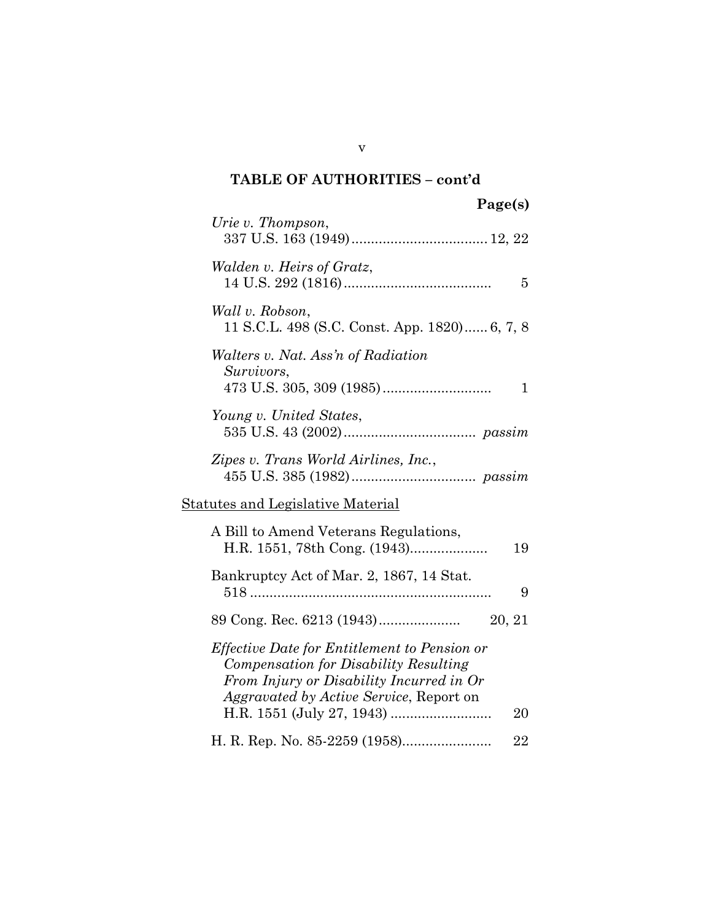## TABLE OF AUTHORITIES – cont'd

**Page(s)**

*Urie v. Thompson*,
337 U.S. 163 (1949) .................................. 12, 22

*Walden v. Heirs of Gratz*,
14 U.S. 292 (1816) ...................................... 5

*Wall v. Robson*,
11 S.C.L. 498 (S.C. Const. App. 1820) ...... 6, 7, 8

*Walters v. Nat. Ass'n of Radiation Survivors*,
473 U.S. 305, 309 (1985) ............................ 1

*Young v. United States*,
535 U.S. 43 (2002) .................................. *passim*

*Zipes v. Trans World Airlines, Inc.*,
455 U.S. 385 (1982) ................................ *passim*

<u>Statutes and Legislative Material</u>

A Bill to Amend Veterans Regulations,
H.R. 1551, 78th Cong. (1943).................... 19

Bankruptcy Act of Mar. 2, 1867, 14 Stat.
518 ............................................................ 9

89 Cong. Rec. 6213 (1943) ..................... 20, 21

*Effective Date for Entitlement to Pension or Compensation for Disability Resulting From Injury or Disability Incurred in Or Aggravated by Active Service*, Report on
H.R. 1551 (July 27, 1943) .......................... 20

H. R. Rep. No. 85-2259 (1958)....................... 22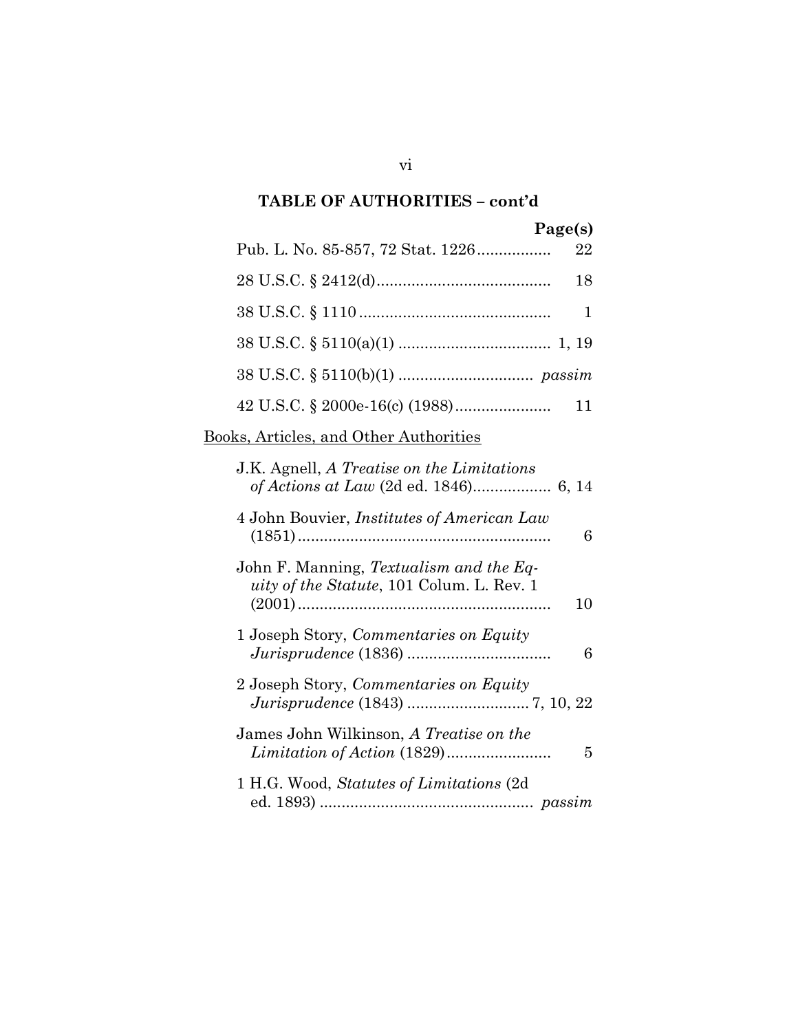## TABLE OF AUTHORITIES – cont'd

**Page(s)**

Pub. L. No. 85-857, 72 Stat. 1226 ................. 22

28 U.S.C. § 2412(d) ........................................ 18

38 U.S.C. § 1110 ............................................ 1

38 U.S.C. § 5110(a)(1) ................................... 1, 19

38 U.S.C. § 5110(b)(1) ............................... *passim*

42 U.S.C. § 2000e-16(c) (1988) ...................... 11

<u>Books, Articles, and Other Authorities</u>

J.K. Agnell, *A Treatise on the Limitations of Actions at Law* (2d ed. 1846) .................. 6, 14

4 John Bouvier, *Institutes of American Law* (1851) .......................................................... 6

John F. Manning, *Textualism and the Equity of the Statute*, 101 Colum. L. Rev. 1 (2001) .......................................................... 10

1 Joseph Story, *Commentaries on Equity Jurisprudence* (1836) ................................. 6

2 Joseph Story, *Commentaries on Equity Jurisprudence* (1843) ............................ 7, 10, 22

James John Wilkinson, *A Treatise on the Limitation of Action* (1829) ........................ 5

1 H.G. Wood, *Statutes of Limitations* (2d ed. 1893) ................................................. *passim*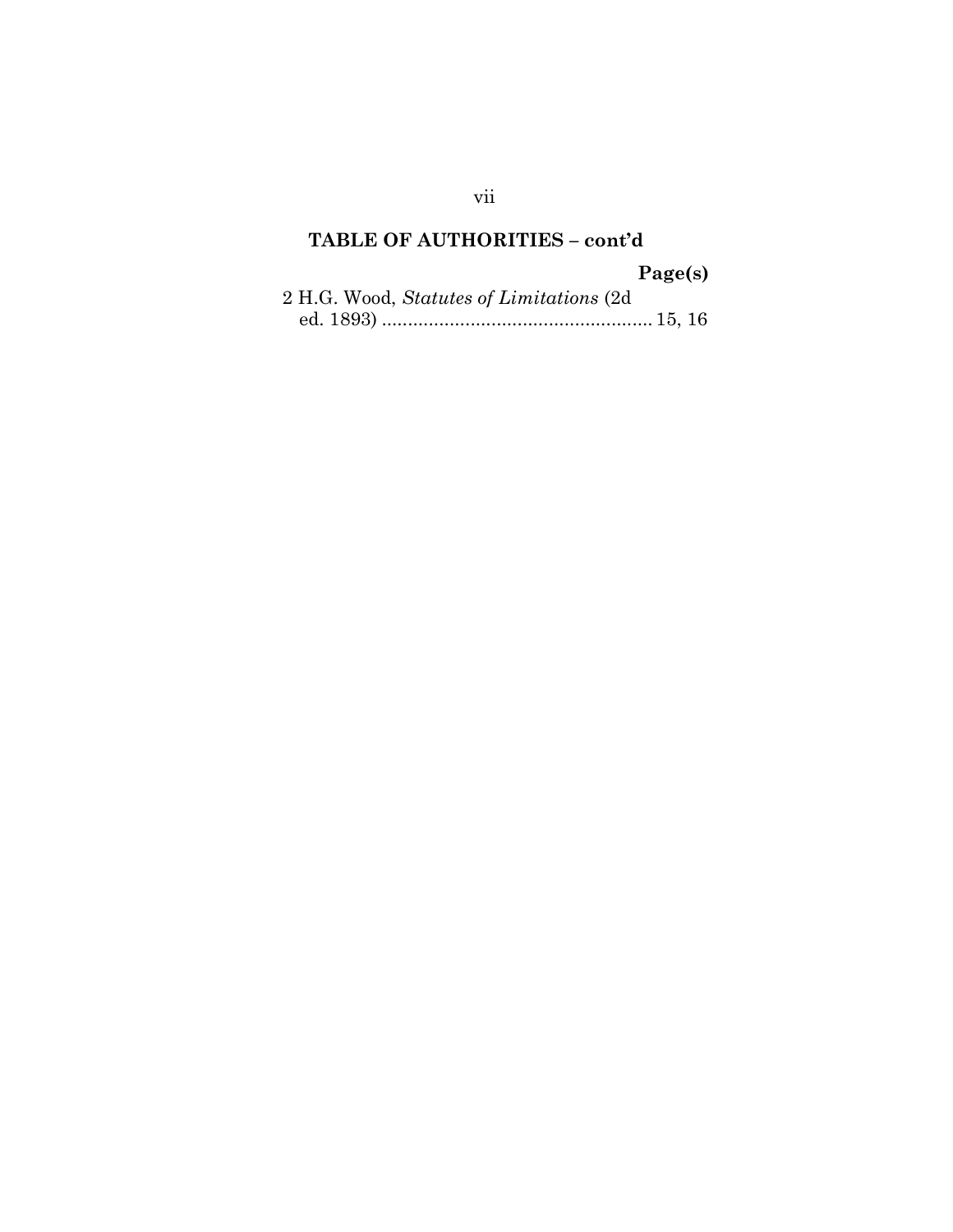## TABLE OF AUTHORITIES – cont'd

| | Page(s) |
|---|---|
| 2 H.G. Wood, *Statutes of Limitations* (2d ed. 1893) | 15, 16 |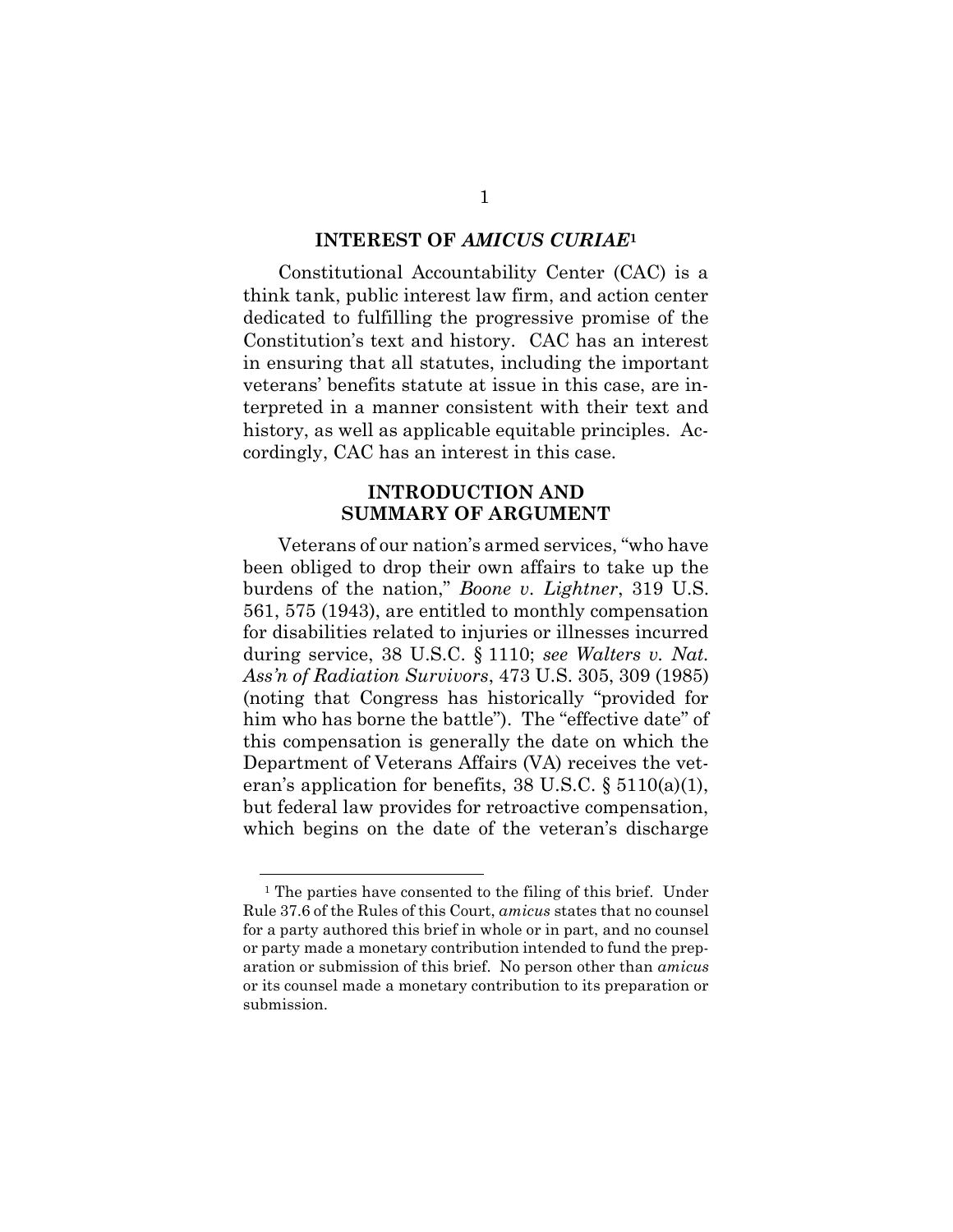## INTEREST OF *AMICUS CURIAE*[1]

Constitutional Accountability Center (CAC) is a think tank, public interest law firm, and action center dedicated to fulfilling the progressive promise of the Constitution's text and history. CAC has an interest in ensuring that all statutes, including the important veterans' benefits statute at issue in this case, are interpreted in a manner consistent with their text and history, as well as applicable equitable principles. Accordingly, CAC has an interest in this case.

## INTRODUCTION AND SUMMARY OF ARGUMENT

Veterans of our nation's armed services, "who have been obliged to drop their own affairs to take up the burdens of the nation," *Boone v. Lightner*, 319 U.S. 561, 575 (1943), are entitled to monthly compensation for disabilities related to injuries or illnesses incurred during service, 38 U.S.C. § 1110; *see Walters v. Nat. Ass'n of Radiation Survivors*, 473 U.S. 305, 309 (1985) (noting that Congress has historically "provided for him who has borne the battle"). The "effective date" of this compensation is generally the date on which the Department of Veterans Affairs (VA) receives the veteran's application for benefits, 38 U.S.C. § 5110(a)(1), but federal law provides for retroactive compensation, which begins on the date of the veteran's discharge

---

[1] The parties have consented to the filing of this brief. Under Rule 37.6 of the Rules of this Court, *amicus* states that no counsel for a party authored this brief in whole or in part, and no counsel or party made a monetary contribution intended to fund the preparation or submission of this brief. No person other than *amicus* or its counsel made a monetary contribution to its preparation or submission.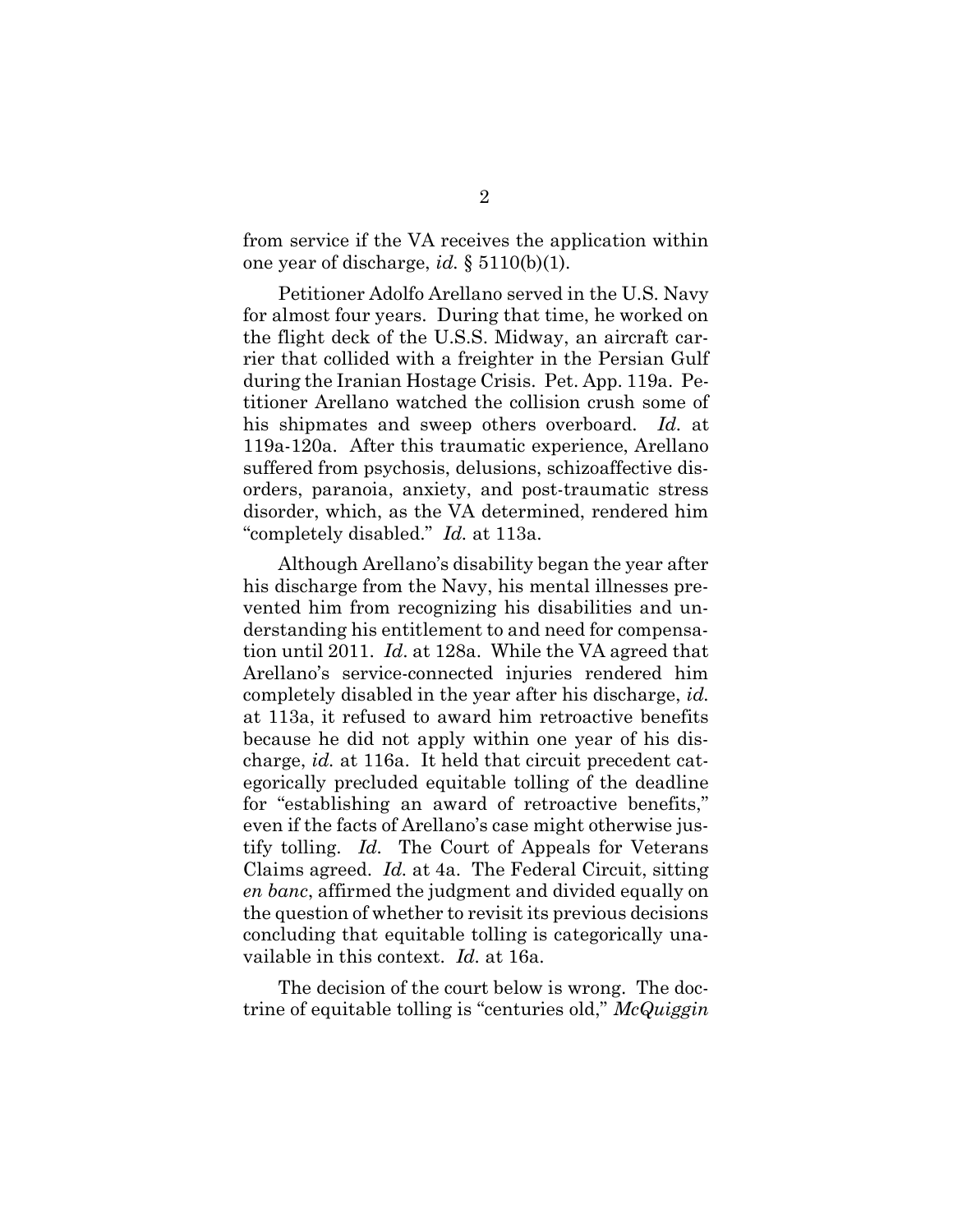from service if the VA receives the application within one year of discharge, *id.* § 5110(b)(1).

Petitioner Adolfo Arellano served in the U.S. Navy for almost four years. During that time, he worked on the flight deck of the U.S.S. Midway, an aircraft carrier that collided with a freighter in the Persian Gulf during the Iranian Hostage Crisis. Pet. App. 119a. Petitioner Arellano watched the collision crush some of his shipmates and sweep others overboard. *Id.* at 119a-120a. After this traumatic experience, Arellano suffered from psychosis, delusions, schizoaffective disorders, paranoia, anxiety, and post-traumatic stress disorder, which, as the VA determined, rendered him "completely disabled." *Id.* at 113a.

Although Arellano's disability began the year after his discharge from the Navy, his mental illnesses prevented him from recognizing his disabilities and understanding his entitlement to and need for compensation until 2011. *Id.* at 128a. While the VA agreed that Arellano's service-connected injuries rendered him completely disabled in the year after his discharge, *id.* at 113a, it refused to award him retroactive benefits because he did not apply within one year of his discharge, *id.* at 116a. It held that circuit precedent categorically precluded equitable tolling of the deadline for "establishing an award of retroactive benefits," even if the facts of Arellano's case might otherwise justify tolling. *Id.* The Court of Appeals for Veterans Claims agreed. *Id.* at 4a. The Federal Circuit, sitting *en banc*, affirmed the judgment and divided equally on the question of whether to revisit its previous decisions concluding that equitable tolling is categorically unavailable in this context. *Id.* at 16a.

The decision of the court below is wrong. The doctrine of equitable tolling is "centuries old," *McQuiggin*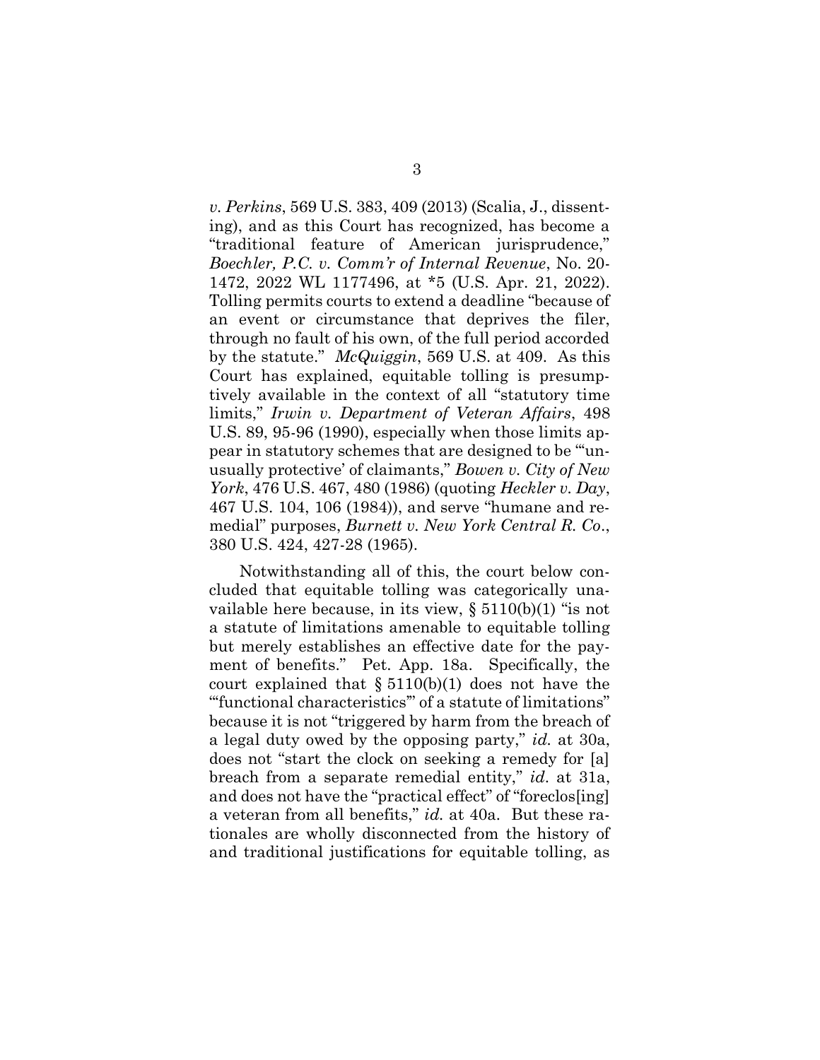*v. Perkins*, 569 U.S. 383, 409 (2013) (Scalia, J., dissenting), and as this Court has recognized, has become a "traditional feature of American jurisprudence," *Boechler, P.C. v. Comm'r of Internal Revenue*, No. 20-1472, 2022 WL 1177496, at *5 (U.S. Apr. 21, 2022). Tolling permits courts to extend a deadline "because of an event or circumstance that deprives the filer, through no fault of his own, of the full period accorded by the statute." *McQuiggin*, 569 U.S. at 409. As this Court has explained, equitable tolling is presumptively available in the context of all "statutory time limits," *Irwin v. Department of Veteran Affairs*, 498 U.S. 89, 95-96 (1990), especially when those limits appear in statutory schemes that are designed to be "'unusually protective' of claimants," *Bowen v. City of New York*, 476 U.S. 467, 480 (1986) (quoting *Heckler v. Day*, 467 U.S. 104, 106 (1984)), and serve "humane and remedial" purposes, *Burnett v. New York Central R. Co.*, 380 U.S. 424, 427-28 (1965).

Notwithstanding all of this, the court below concluded that equitable tolling was categorically unavailable here because, in its view, § 5110(b)(1) "is not a statute of limitations amenable to equitable tolling but merely establishes an effective date for the payment of benefits." Pet. App. 18a. Specifically, the court explained that § 5110(b)(1) does not have the "'functional characteristics'" of a statute of limitations" because it is not "triggered by harm from the breach of a legal duty owed by the opposing party," *id.* at 30a, does not "start the clock on seeking a remedy for [a] breach from a separate remedial entity," *id.* at 31a, and does not have the "practical effect" of "foreclos[ing] a veteran from all benefits," *id.* at 40a. But these rationales are wholly disconnected from the history of and traditional justifications for equitable tolling, as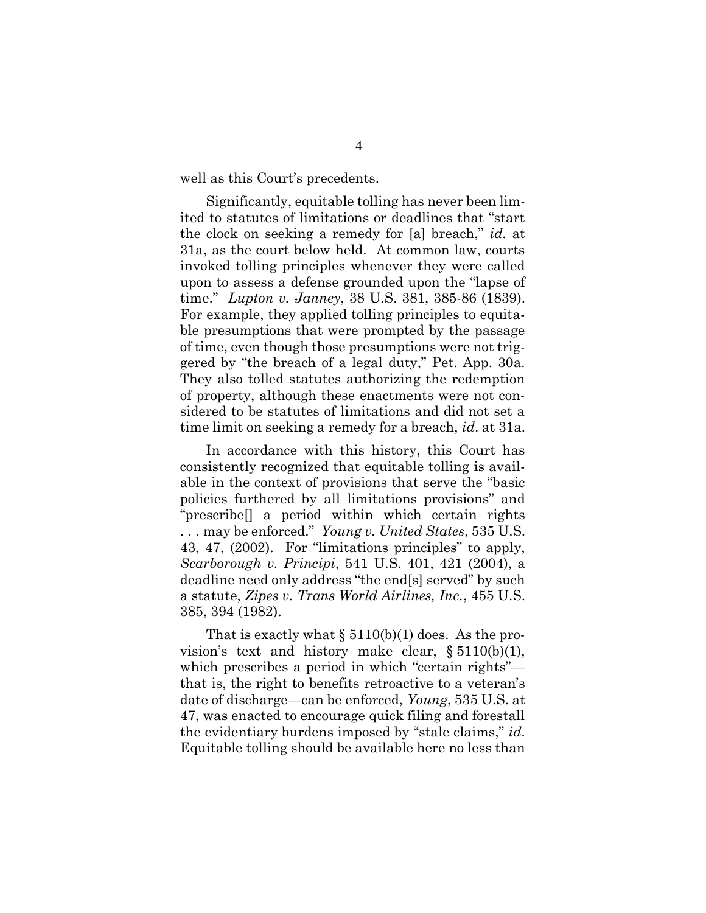well as this Court's precedents.

Significantly, equitable tolling has never been limited to statutes of limitations or deadlines that "start the clock on seeking a remedy for [a] breach," *id.* at 31a, as the court below held. At common law, courts invoked tolling principles whenever they were called upon to assess a defense grounded upon the "lapse of time." *Lupton v. Janney*, 38 U.S. 381, 385-86 (1839). For example, they applied tolling principles to equitable presumptions that were prompted by the passage of time, even though those presumptions were not triggered by "the breach of a legal duty," Pet. App. 30a. They also tolled statutes authorizing the redemption of property, although these enactments were not considered to be statutes of limitations and did not set a time limit on seeking a remedy for a breach, *id*. at 31a.

In accordance with this history, this Court has consistently recognized that equitable tolling is available in the context of provisions that serve the "basic policies furthered by all limitations provisions" and "prescribe[] a period within which certain rights . . . may be enforced." *Young v. United States*, 535 U.S. 43, 47, (2002). For "limitations principles" to apply, *Scarborough v. Principi*, 541 U.S. 401, 421 (2004), a deadline need only address "the end[s] served" by such a statute, *Zipes v. Trans World Airlines, Inc.*, 455 U.S. 385, 394 (1982).

That is exactly what § 5110(b)(1) does. As the provision's text and history make clear, § 5110(b)(1), which prescribes a period in which "certain rights"—that is, the right to benefits retroactive to a veteran's date of discharge—can be enforced, *Young*, 535 U.S. at 47, was enacted to encourage quick filing and forestall the evidentiary burdens imposed by "stale claims," *id.* Equitable tolling should be available here no less than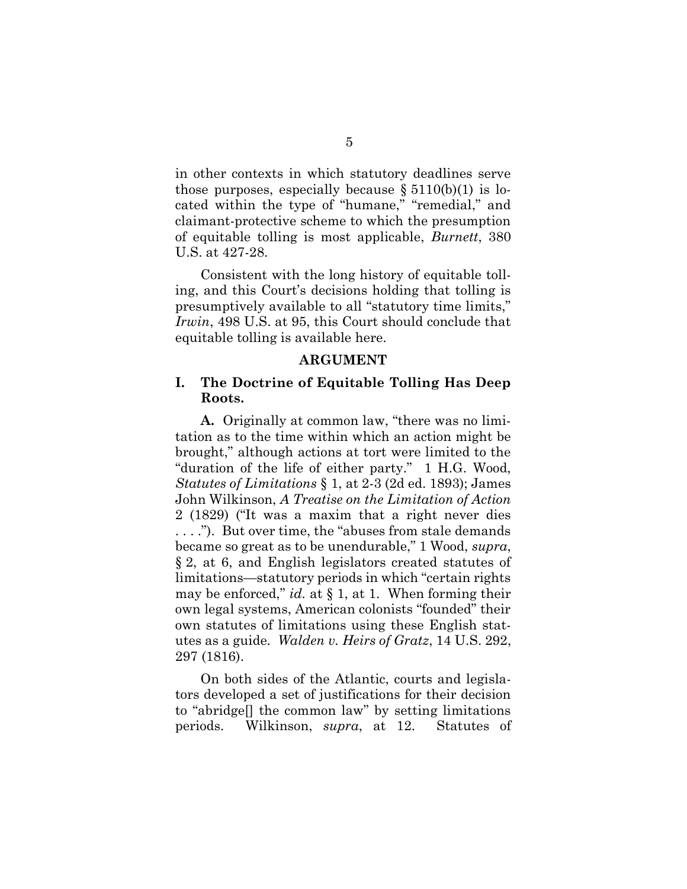in other contexts in which statutory deadlines serve those purposes, especially because § 5110(b)(1) is located within the type of "humane," "remedial," and claimant-protective scheme to which the presumption of equitable tolling is most applicable, *Burnett*, 380 U.S. at 427-28.

Consistent with the long history of equitable tolling, and this Court's decisions holding that tolling is presumptively available to all "statutory time limits," *Irwin*, 498 U.S. at 95, this Court should conclude that equitable tolling is available here.

## ARGUMENT

### I. The Doctrine of Equitable Tolling Has Deep Roots.

**A.** Originally at common law, "there was no limitation as to the time within which an action might be brought," although actions at tort were limited to the "duration of the life of either party." 1 H.G. Wood, *Statutes of Limitations* § 1, at 2-3 (2d ed. 1893); James John Wilkinson, *A Treatise on the Limitation of Action* 2 (1829) ("It was a maxim that a right never dies . . . ."). But over time, the "abuses from stale demands became so great as to be unendurable," 1 Wood, *supra*, § 2, at 6, and English legislators created statutes of limitations—statutory periods in which "certain rights may be enforced," *id.* at § 1, at 1. When forming their own legal systems, American colonists "founded" their own statutes of limitations using these English statutes as a guide. *Walden v. Heirs of Gratz*, 14 U.S. 292, 297 (1816).

On both sides of the Atlantic, courts and legislators developed a set of justifications for their decision to "abridge[] the common law" by setting limitations periods. Wilkinson, *supra*, at 12. Statutes of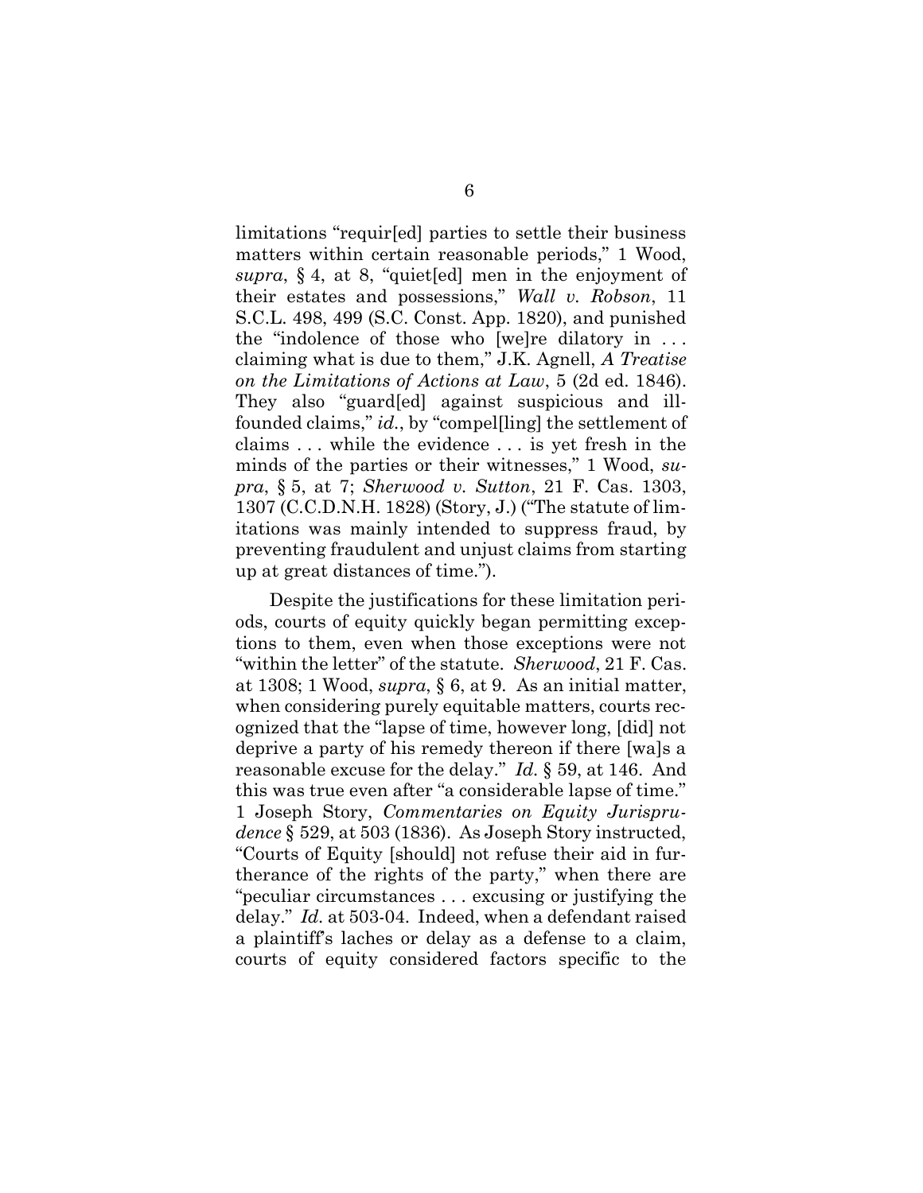limitations "requir[ed] parties to settle their business matters within certain reasonable periods," 1 Wood, *supra*, § 4, at 8, "quiet[ed] men in the enjoyment of their estates and possessions," *Wall v. Robson*, 11 S.C.L. 498, 499 (S.C. Const. App. 1820), and punished the "indolence of those who [we]re dilatory in . . . claiming what is due to them," J.K. Agnell, *A Treatise on the Limitations of Actions at Law*, 5 (2d ed. 1846). They also "guard[ed] against suspicious and ill-founded claims," *id.*, by "compel[ling] the settlement of claims . . . while the evidence . . . is yet fresh in the minds of the parties or their witnesses," 1 Wood, *supra*, § 5, at 7; *Sherwood v. Sutton*, 21 F. Cas. 1303, 1307 (C.C.D.N.H. 1828) (Story, J.) ("The statute of limitations was mainly intended to suppress fraud, by preventing fraudulent and unjust claims from starting up at great distances of time.").

Despite the justifications for these limitation periods, courts of equity quickly began permitting exceptions to them, even when those exceptions were not "within the letter" of the statute. *Sherwood*, 21 F. Cas. at 1308; 1 Wood, *supra*, § 6, at 9. As an initial matter, when considering purely equitable matters, courts recognized that the "lapse of time, however long, [did] not deprive a party of his remedy thereon if there [wa]s a reasonable excuse for the delay." *Id.* § 59, at 146. And this was true even after "a considerable lapse of time." 1 Joseph Story, *Commentaries on Equity Jurisprudence* § 529, at 503 (1836). As Joseph Story instructed, "Courts of Equity [should] not refuse their aid in furtherance of the rights of the party," when there are "peculiar circumstances . . . excusing or justifying the delay." *Id.* at 503-04. Indeed, when a defendant raised a plaintiff's laches or delay as a defense to a claim, courts of equity considered factors specific to the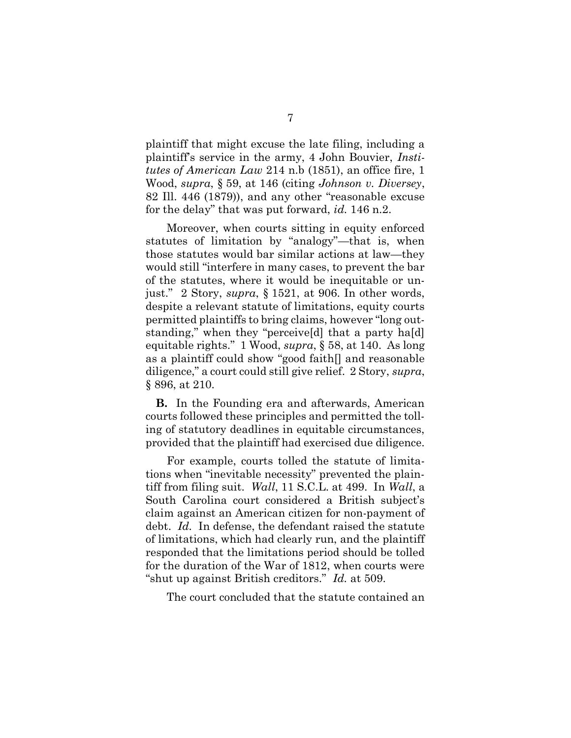plaintiff that might excuse the late filing, including a plaintiff's service in the army, 4 John Bouvier, *Institutes of American Law* 214 n.b (1851), an office fire, 1 Wood, *supra*, § 59, at 146 (citing *Johnson v. Diversey*, 82 Ill. 446 (1879)), and any other "reasonable excuse for the delay" that was put forward, *id.* 146 n.2.

Moreover, when courts sitting in equity enforced statutes of limitation by "analogy"—that is, when those statutes would bar similar actions at law—they would still "interfere in many cases, to prevent the bar of the statutes, where it would be inequitable or unjust." 2 Story, *supra*, § 1521, at 906. In other words, despite a relevant statute of limitations, equity courts permitted plaintiffs to bring claims, however "long outstanding," when they "perceive[d] that a party ha[d] equitable rights." 1 Wood, *supra*, § 58, at 140. As long as a plaintiff could show "good faith[] and reasonable diligence," a court could still give relief. 2 Story, *supra*, § 896, at 210.

**B.** In the Founding era and afterwards, American courts followed these principles and permitted the tolling of statutory deadlines in equitable circumstances, provided that the plaintiff had exercised due diligence.

For example, courts tolled the statute of limitations when "inevitable necessity" prevented the plaintiff from filing suit. *Wall*, 11 S.C.L. at 499. In *Wall*, a South Carolina court considered a British subject's claim against an American citizen for non-payment of debt. *Id.* In defense, the defendant raised the statute of limitations, which had clearly run, and the plaintiff responded that the limitations period should be tolled for the duration of the War of 1812, when courts were "shut up against British creditors." *Id.* at 509.

The court concluded that the statute contained an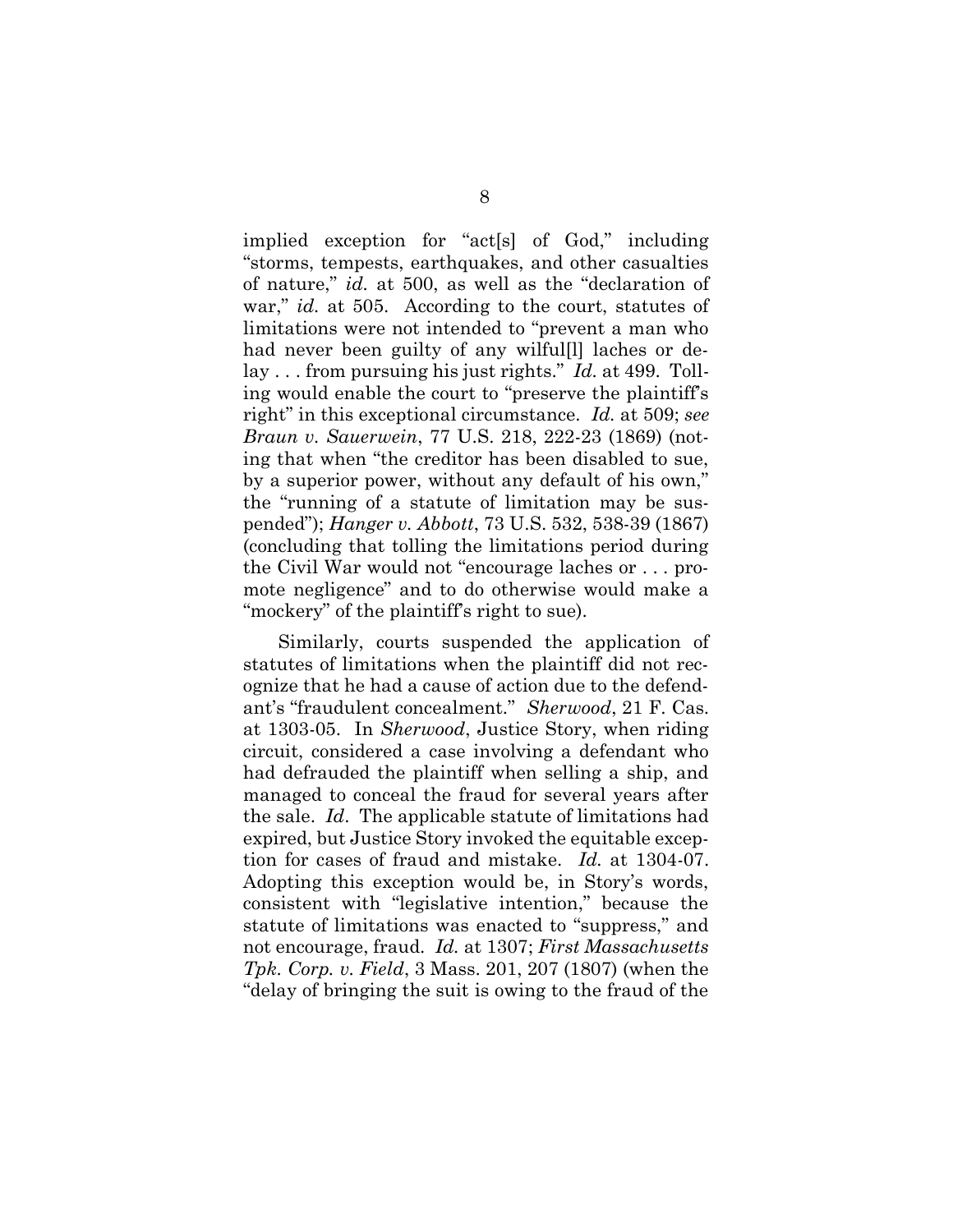implied exception for "act[s] of God," including "storms, tempests, earthquakes, and other casualties of nature," *id.* at 500, as well as the "declaration of war," *id.* at 505. According to the court, statutes of limitations were not intended to "prevent a man who had never been guilty of any wilful[l] laches or delay . . . from pursuing his just rights." *Id.* at 499. Tolling would enable the court to "preserve the plaintiff's right" in this exceptional circumstance. *Id.* at 509; *see Braun v. Sauerwein*, 77 U.S. 218, 222-23 (1869) (noting that when "the creditor has been disabled to sue, by a superior power, without any default of his own," the "running of a statute of limitation may be suspended"); *Hanger v. Abbott*, 73 U.S. 532, 538-39 (1867) (concluding that tolling the limitations period during the Civil War would not "encourage laches or . . . promote negligence" and to do otherwise would make a "mockery" of the plaintiff's right to sue).

Similarly, courts suspended the application of statutes of limitations when the plaintiff did not recognize that he had a cause of action due to the defendant's "fraudulent concealment." *Sherwood*, 21 F. Cas. at 1303-05. In *Sherwood*, Justice Story, when riding circuit, considered a case involving a defendant who had defrauded the plaintiff when selling a ship, and managed to conceal the fraud for several years after the sale. *Id*. The applicable statute of limitations had expired, but Justice Story invoked the equitable exception for cases of fraud and mistake. *Id.* at 1304-07. Adopting this exception would be, in Story's words, consistent with "legislative intention," because the statute of limitations was enacted to "suppress," and not encourage, fraud. *Id.* at 1307; *First Massachusetts Tpk. Corp. v. Field*, 3 Mass. 201, 207 (1807) (when the "delay of bringing the suit is owing to the fraud of the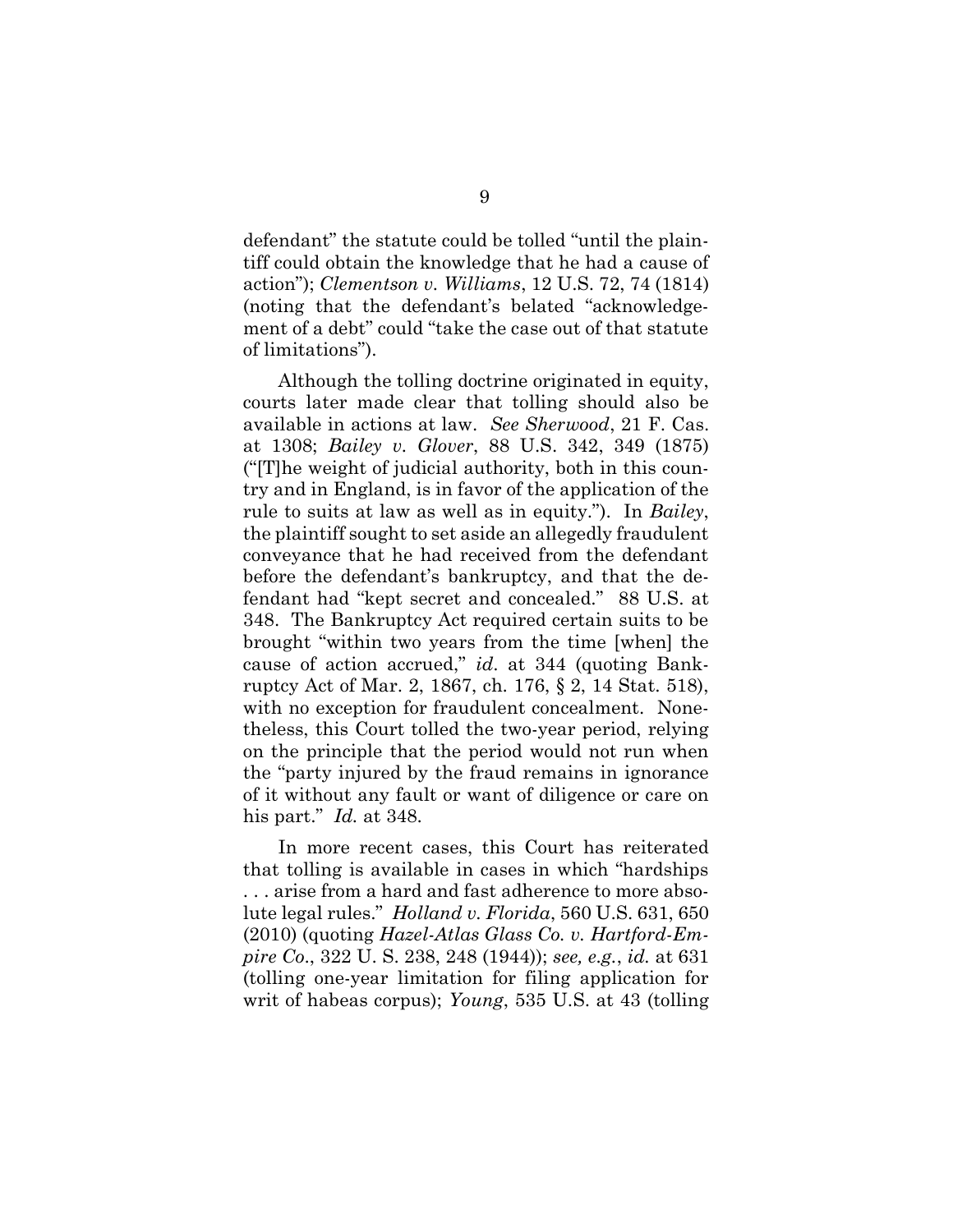defendant" the statute could be tolled "until the plaintiff could obtain the knowledge that he had a cause of action"); *Clementson v. Williams*, 12 U.S. 72, 74 (1814) (noting that the defendant's belated "acknowledgement of a debt" could "take the case out of that statute of limitations").

Although the tolling doctrine originated in equity, courts later made clear that tolling should also be available in actions at law. *See Sherwood*, 21 F. Cas. at 1308; *Bailey v. Glover*, 88 U.S. 342, 349 (1875) ("[T]he weight of judicial authority, both in this country and in England, is in favor of the application of the rule to suits at law as well as in equity."). In *Bailey*, the plaintiff sought to set aside an allegedly fraudulent conveyance that he had received from the defendant before the defendant's bankruptcy, and that the defendant had "kept secret and concealed." 88 U.S. at 348. The Bankruptcy Act required certain suits to be brought "within two years from the time [when] the cause of action accrued," *id.* at 344 (quoting Bankruptcy Act of Mar. 2, 1867, ch. 176, § 2, 14 Stat. 518), with no exception for fraudulent concealment. Nonetheless, this Court tolled the two-year period, relying on the principle that the period would not run when the "party injured by the fraud remains in ignorance of it without any fault or want of diligence or care on his part." *Id.* at 348.

In more recent cases, this Court has reiterated that tolling is available in cases in which "hardships . . . arise from a hard and fast adherence to more absolute legal rules." *Holland v. Florida*, 560 U.S. 631, 650 (2010) (quoting *Hazel-Atlas Glass Co. v. Hartford-Empire Co.*, 322 U. S. 238, 248 (1944)); *see, e.g.*, *id.* at 631 (tolling one-year limitation for filing application for writ of habeas corpus); *Young*, 535 U.S. at 43 (tolling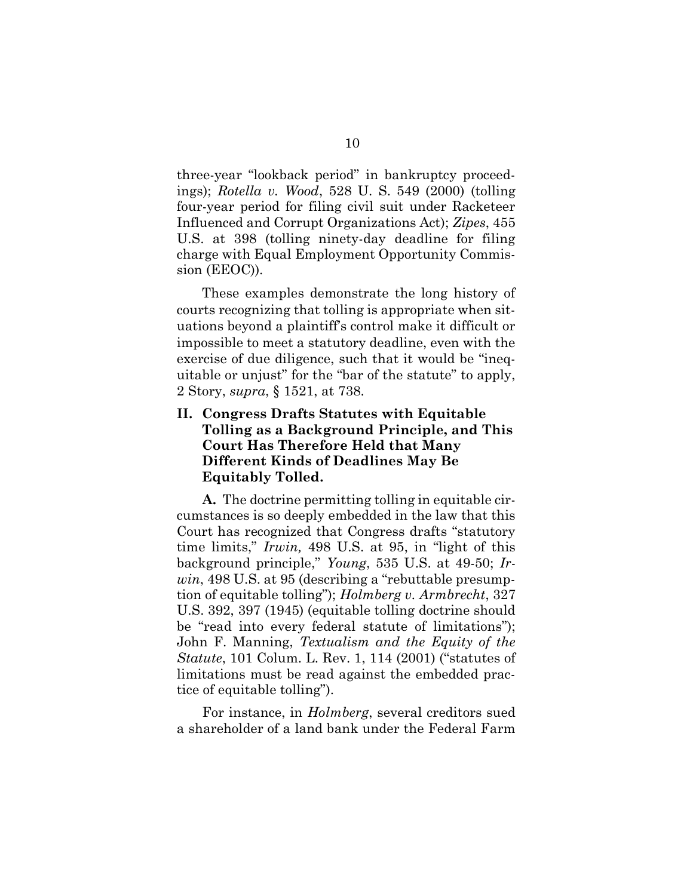three-year "lookback period" in bankruptcy proceedings); *Rotella v. Wood*, 528 U. S. 549 (2000) (tolling four-year period for filing civil suit under Racketeer Influenced and Corrupt Organizations Act); *Zipes*, 455 U.S. at 398 (tolling ninety-day deadline for filing charge with Equal Employment Opportunity Commission (EEOC)).

These examples demonstrate the long history of courts recognizing that tolling is appropriate when situations beyond a plaintiff's control make it difficult or impossible to meet a statutory deadline, even with the exercise of due diligence, such that it would be "inequitable or unjust" for the "bar of the statute" to apply, 2 Story, *supra*, § 1521, at 738.

## II. Congress Drafts Statutes with Equitable Tolling as a Background Principle, and This Court Has Therefore Held that Many Different Kinds of Deadlines May Be Equitably Tolled.

**A.** The doctrine permitting tolling in equitable circumstances is so deeply embedded in the law that this Court has recognized that Congress drafts "statutory time limits," *Irwin,* 498 U.S. at 95, in "light of this background principle," *Young*, 535 U.S. at 49-50; *Irwin*, 498 U.S. at 95 (describing a "rebuttable presumption of equitable tolling"); *Holmberg v. Armbrecht*, 327 U.S. 392, 397 (1945) (equitable tolling doctrine should be "read into every federal statute of limitations"); John F. Manning, *Textualism and the Equity of the Statute*, 101 Colum. L. Rev. 1, 114 (2001) ("statutes of limitations must be read against the embedded practice of equitable tolling").

For instance, in *Holmberg*, several creditors sued a shareholder of a land bank under the Federal Farm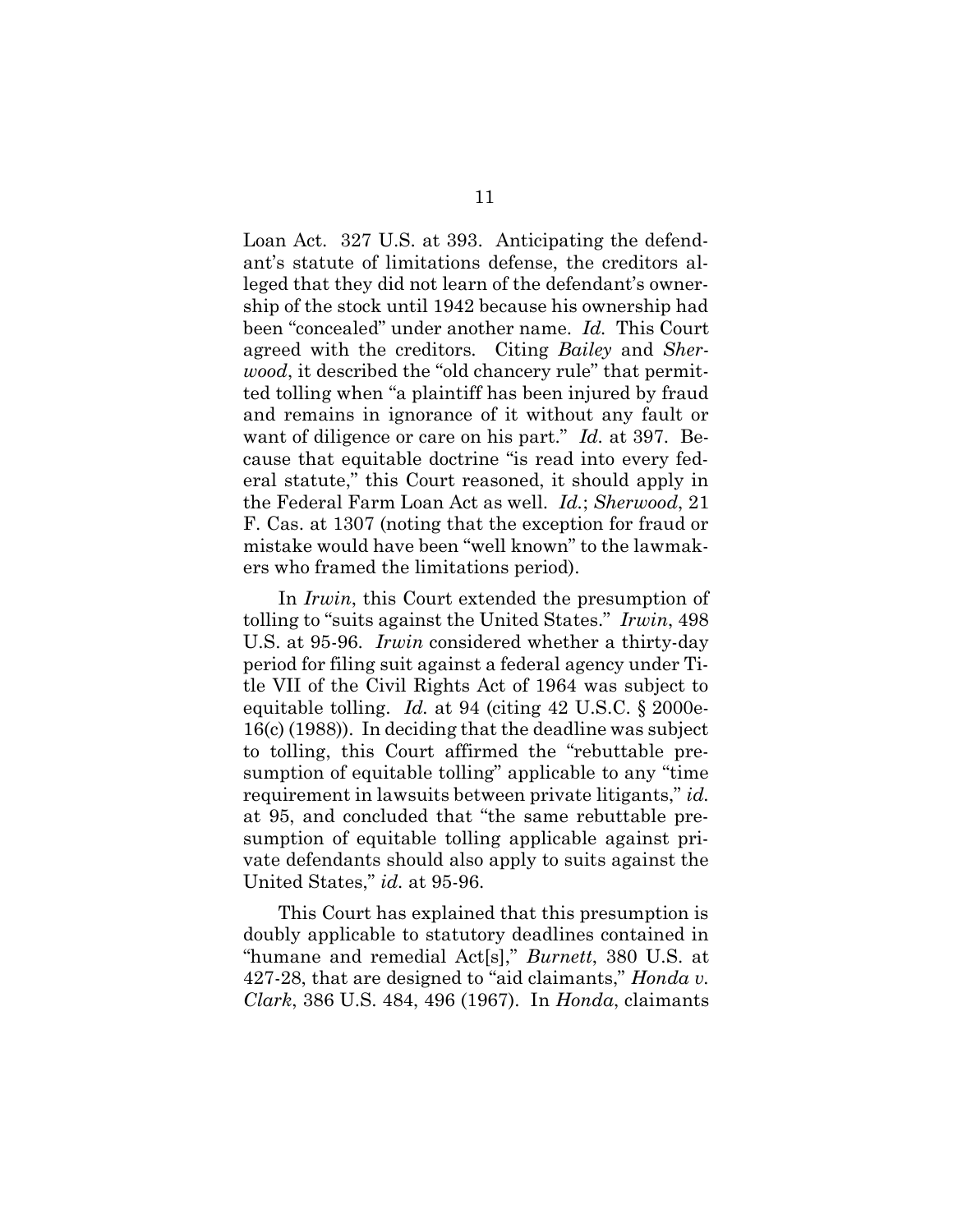Loan Act. 327 U.S. at 393. Anticipating the defendant's statute of limitations defense, the creditors alleged that they did not learn of the defendant's ownership of the stock until 1942 because his ownership had been "concealed" under another name. *Id.* This Court agreed with the creditors. Citing *Bailey* and *Sherwood*, it described the "old chancery rule" that permitted tolling when "a plaintiff has been injured by fraud and remains in ignorance of it without any fault or want of diligence or care on his part." *Id.* at 397. Because that equitable doctrine "is read into every federal statute," this Court reasoned, it should apply in the Federal Farm Loan Act as well. *Id.*; *Sherwood*, 21 F. Cas. at 1307 (noting that the exception for fraud or mistake would have been "well known" to the lawmakers who framed the limitations period).

In *Irwin*, this Court extended the presumption of tolling to "suits against the United States." *Irwin*, 498 U.S. at 95-96. *Irwin* considered whether a thirty-day period for filing suit against a federal agency under Title VII of the Civil Rights Act of 1964 was subject to equitable tolling. *Id.* at 94 (citing 42 U.S.C. § 2000e-16(c) (1988)). In deciding that the deadline was subject to tolling, this Court affirmed the "rebuttable presumption of equitable tolling" applicable to any "time requirement in lawsuits between private litigants," *id.* at 95, and concluded that "the same rebuttable presumption of equitable tolling applicable against private defendants should also apply to suits against the United States," *id.* at 95-96.

This Court has explained that this presumption is doubly applicable to statutory deadlines contained in "humane and remedial Act[s]," *Burnett*, 380 U.S. at 427-28, that are designed to "aid claimants," *Honda v. Clark*, 386 U.S. 484, 496 (1967). In *Honda*, claimants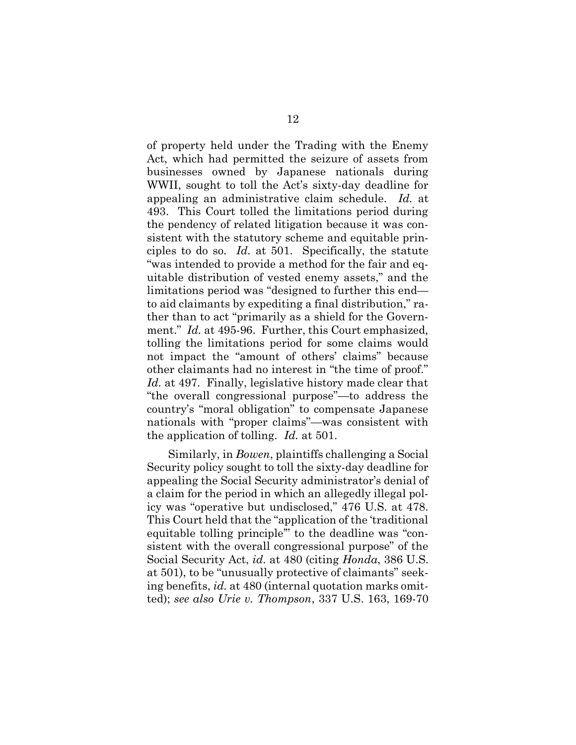of property held under the Trading with the Enemy Act, which had permitted the seizure of assets from businesses owned by Japanese nationals during WWII, sought to toll the Act's sixty-day deadline for appealing an administrative claim schedule. *Id.* at 493. This Court tolled the limitations period during the pendency of related litigation because it was consistent with the statutory scheme and equitable principles to do so. *Id.* at 501. Specifically, the statute "was intended to provide a method for the fair and equitable distribution of vested enemy assets," and the limitations period was "designed to further this end—to aid claimants by expediting a final distribution," rather than to act "primarily as a shield for the Government." *Id.* at 495-96. Further, this Court emphasized, tolling the limitations period for some claims would not impact the "amount of others' claims" because other claimants had no interest in "the time of proof." *Id.* at 497. Finally, legislative history made clear that "the overall congressional purpose"—to address the country's "moral obligation" to compensate Japanese nationals with "proper claims"—was consistent with the application of tolling. *Id.* at 501.

Similarly, in *Bowen*, plaintiffs challenging a Social Security policy sought to toll the sixty-day deadline for appealing the Social Security administrator's denial of a claim for the period in which an allegedly illegal policy was "operative but undisclosed," 476 U.S. at 478. This Court held that the "application of the 'traditional equitable tolling principle'" to the deadline was "consistent with the overall congressional purpose" of the Social Security Act, *id.* at 480 (citing *Honda*, 386 U.S. at 501), to be "unusually protective of claimants" seeking benefits, *id.* at 480 (internal quotation marks omitted); *see also Urie v. Thompson*, 337 U.S. 163, 169-70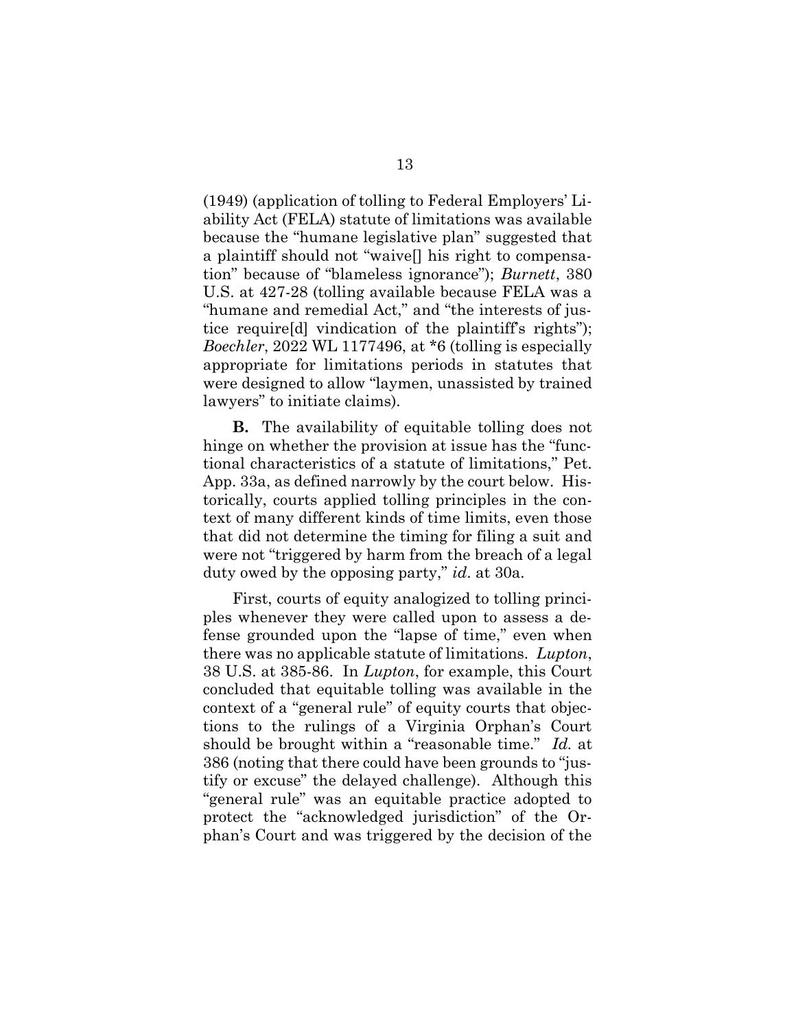(1949) (application of tolling to Federal Employers' Liability Act (FELA) statute of limitations was available because the "humane legislative plan" suggested that a plaintiff should not "waive[] his right to compensation" because of "blameless ignorance"); *Burnett*, 380 U.S. at 427-28 (tolling available because FELA was a "humane and remedial Act," and "the interests of justice require[d] vindication of the plaintiff's rights"); *Boechler*, 2022 WL 1177496, at *6 (tolling is especially appropriate for limitations periods in statutes that were designed to allow "laymen, unassisted by trained lawyers" to initiate claims).

**B.** The availability of equitable tolling does not hinge on whether the provision at issue has the "functional characteristics of a statute of limitations," Pet. App. 33a, as defined narrowly by the court below. Historically, courts applied tolling principles in the context of many different kinds of time limits, even those that did not determine the timing for filing a suit and were not "triggered by harm from the breach of a legal duty owed by the opposing party," *id*. at 30a.

First, courts of equity analogized to tolling principles whenever they were called upon to assess a defense grounded upon the "lapse of time," even when there was no applicable statute of limitations. *Lupton*, 38 U.S. at 385-86. In *Lupton*, for example, this Court concluded that equitable tolling was available in the context of a "general rule" of equity courts that objections to the rulings of a Virginia Orphan's Court should be brought within a "reasonable time." *Id.* at 386 (noting that there could have been grounds to "justify or excuse" the delayed challenge). Although this "general rule" was an equitable practice adopted to protect the "acknowledged jurisdiction" of the Orphan's Court and was triggered by the decision of the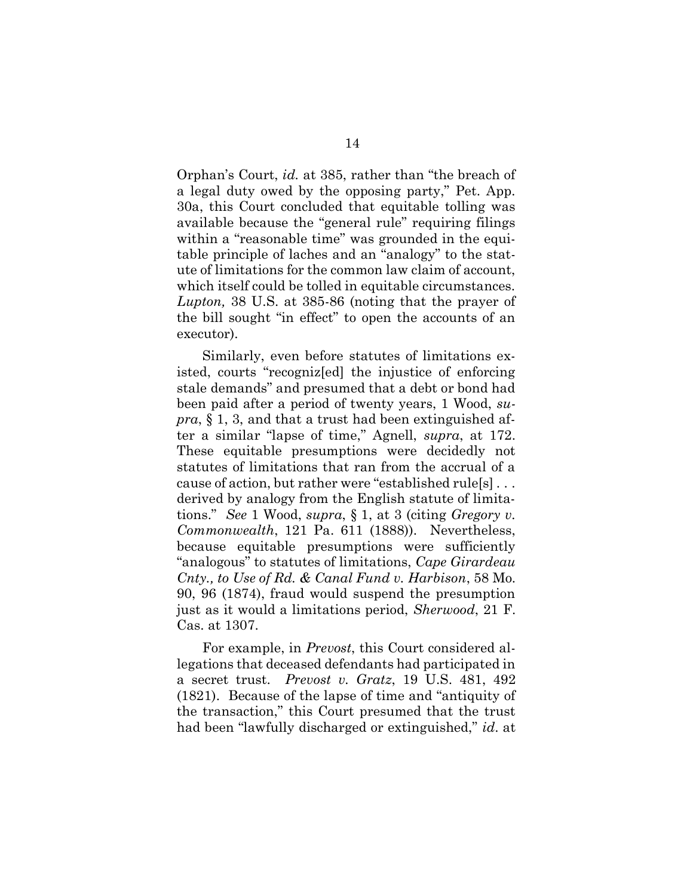Orphan's Court, *id.* at 385, rather than "the breach of a legal duty owed by the opposing party," Pet. App. 30a, this Court concluded that equitable tolling was available because the "general rule" requiring filings within a "reasonable time" was grounded in the equitable principle of laches and an "analogy" to the statute of limitations for the common law claim of account, which itself could be tolled in equitable circumstances. *Lupton,* 38 U.S. at 385-86 (noting that the prayer of the bill sought "in effect" to open the accounts of an executor).

Similarly, even before statutes of limitations existed, courts "recogniz[ed] the injustice of enforcing stale demands" and presumed that a debt or bond had been paid after a period of twenty years, 1 Wood, *supra*, § 1, 3, and that a trust had been extinguished after a similar "lapse of time," Agnell, *supra*, at 172. These equitable presumptions were decidedly not statutes of limitations that ran from the accrual of a cause of action, but rather were "established rule[s] . . . derived by analogy from the English statute of limitations." *See* 1 Wood, *supra*, § 1, at 3 (citing *Gregory v. Commonwealth*, 121 Pa. 611 (1888)). Nevertheless, because equitable presumptions were sufficiently "analogous" to statutes of limitations, *Cape Girardeau Cnty., to Use of Rd. & Canal Fund v. Harbison*, 58 Mo. 90, 96 (1874), fraud would suspend the presumption just as it would a limitations period, *Sherwood*, 21 F. Cas. at 1307.

For example, in *Prevost*, this Court considered allegations that deceased defendants had participated in a secret trust. *Prevost v. Gratz*, 19 U.S. 481, 492 (1821). Because of the lapse of time and "antiquity of the transaction," this Court presumed that the trust had been "lawfully discharged or extinguished," *id.* at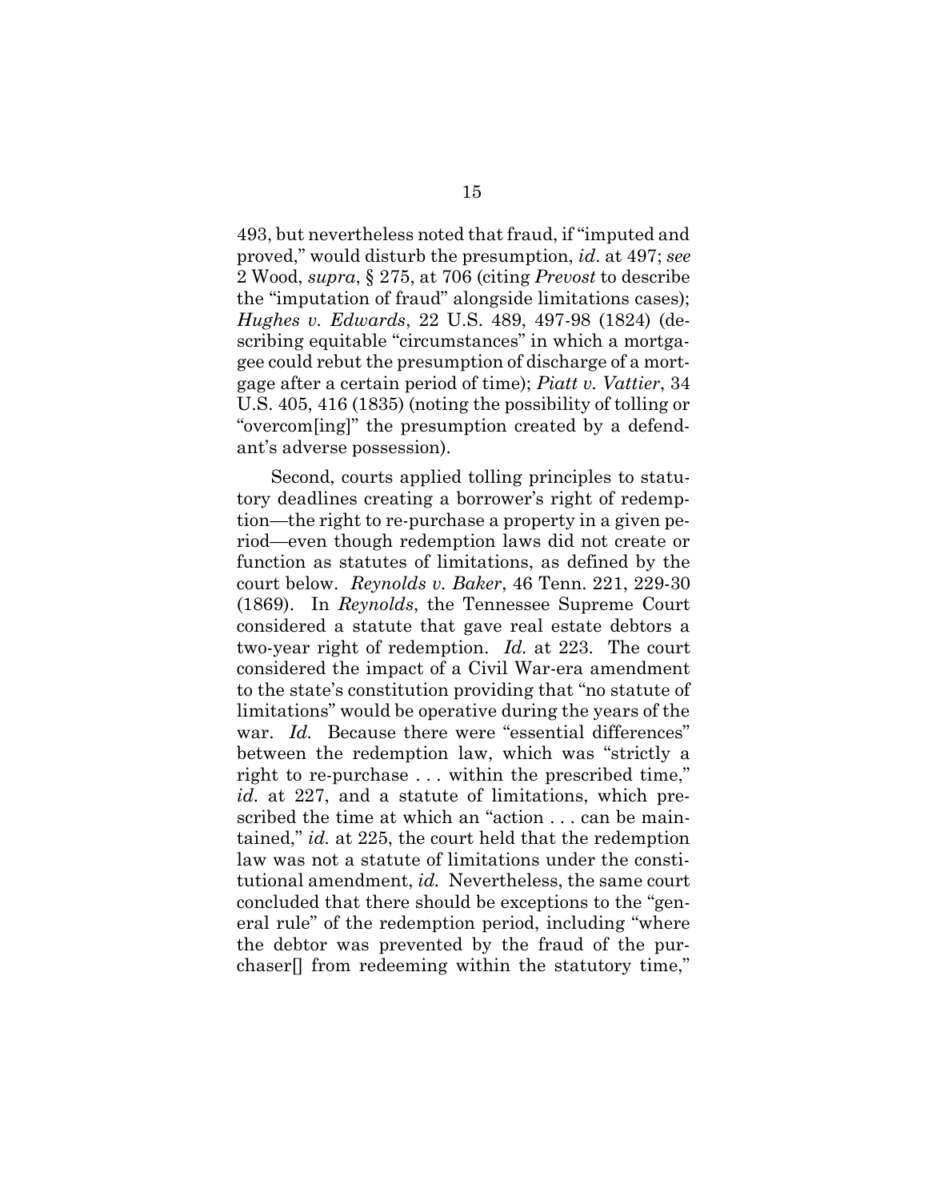493, but nevertheless noted that fraud, if "imputed and proved," would disturb the presumption, *id*. at 497; *see* 2 Wood, *supra*, § 275, at 706 (citing *Prevost* to describe the "imputation of fraud" alongside limitations cases); *Hughes v. Edwards*, 22 U.S. 489, 497-98 (1824) (describing equitable "circumstances" in which a mortgagee could rebut the presumption of discharge of a mortgage after a certain period of time); *Piatt v. Vattier*, 34 U.S. 405, 416 (1835) (noting the possibility of tolling or "overcom[ing]" the presumption created by a defendant's adverse possession).

Second, courts applied tolling principles to statutory deadlines creating a borrower's right of redemption—the right to re-purchase a property in a given period—even though redemption laws did not create or function as statutes of limitations, as defined by the court below. *Reynolds v. Baker*, 46 Tenn. 221, 229-30 (1869). In *Reynolds*, the Tennessee Supreme Court considered a statute that gave real estate debtors a two-year right of redemption. *Id.* at 223. The court considered the impact of a Civil War-era amendment to the state's constitution providing that "no statute of limitations" would be operative during the years of the war. *Id.* Because there were "essential differences" between the redemption law, which was "strictly a right to re-purchase . . . within the prescribed time," *id.* at 227, and a statute of limitations, which prescribed the time at which an "action . . . can be maintained," *id.* at 225, the court held that the redemption law was not a statute of limitations under the constitutional amendment, *id.* Nevertheless, the same court concluded that there should be exceptions to the "general rule" of the redemption period, including "where the debtor was prevented by the fraud of the purchaser[] from redeeming within the statutory time,"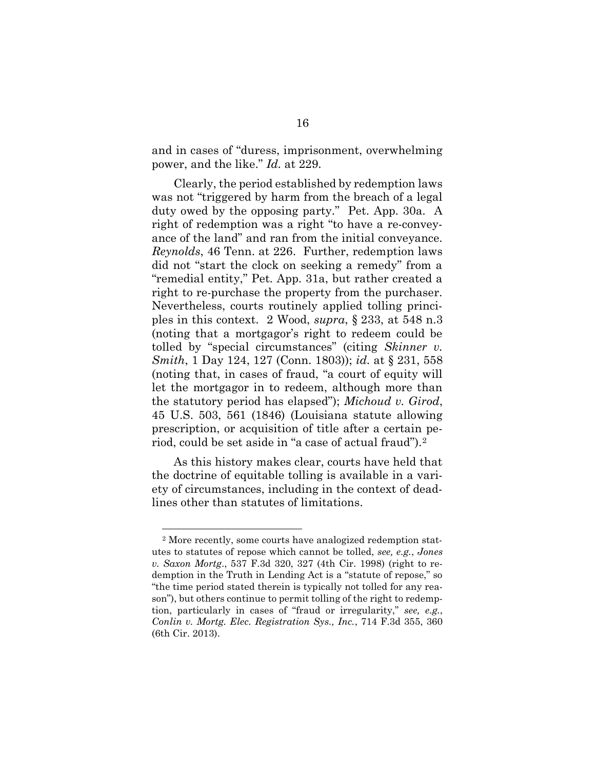and in cases of "duress, imprisonment, overwhelming power, and the like." *Id.* at 229.

Clearly, the period established by redemption laws was not "triggered by harm from the breach of a legal duty owed by the opposing party." Pet. App. 30a. A right of redemption was a right "to have a re-conveyance of the land" and ran from the initial conveyance. *Reynolds*, 46 Tenn. at 226. Further, redemption laws did not "start the clock on seeking a remedy" from a "remedial entity," Pet. App. 31a, but rather created a right to re-purchase the property from the purchaser. Nevertheless, courts routinely applied tolling principles in this context. 2 Wood, *supra*, § 233, at 548 n.3 (noting that a mortgagor's right to redeem could be tolled by "special circumstances" (citing *Skinner v. Smith*, 1 Day 124, 127 (Conn. 1803)); *id.* at § 231, 558 (noting that, in cases of fraud, "a court of equity will let the mortgagor in to redeem, although more than the statutory period has elapsed"); *Michoud v. Girod*, 45 U.S. 503, 561 (1846) (Louisiana statute allowing prescription, or acquisition of title after a certain period, could be set aside in "a case of actual fraud").[2]

As this history makes clear, courts have held that the doctrine of equitable tolling is available in a variety of circumstances, including in the context of deadlines other than statutes of limitations.

---

[2] More recently, some courts have analogized redemption statutes to statutes of repose which cannot be tolled, *see, e.g.*, *Jones v. Saxon Mortg.*, 537 F.3d 320, 327 (4th Cir. 1998) (right to redemption in the Truth in Lending Act is a "statute of repose," so "the time period stated therein is typically not tolled for any reason"), but others continue to permit tolling of the right to redemption, particularly in cases of "fraud or irregularity," *see, e.g.*, *Conlin v. Mortg. Elec. Registration Sys., Inc.*, 714 F.3d 355, 360 (6th Cir. 2013).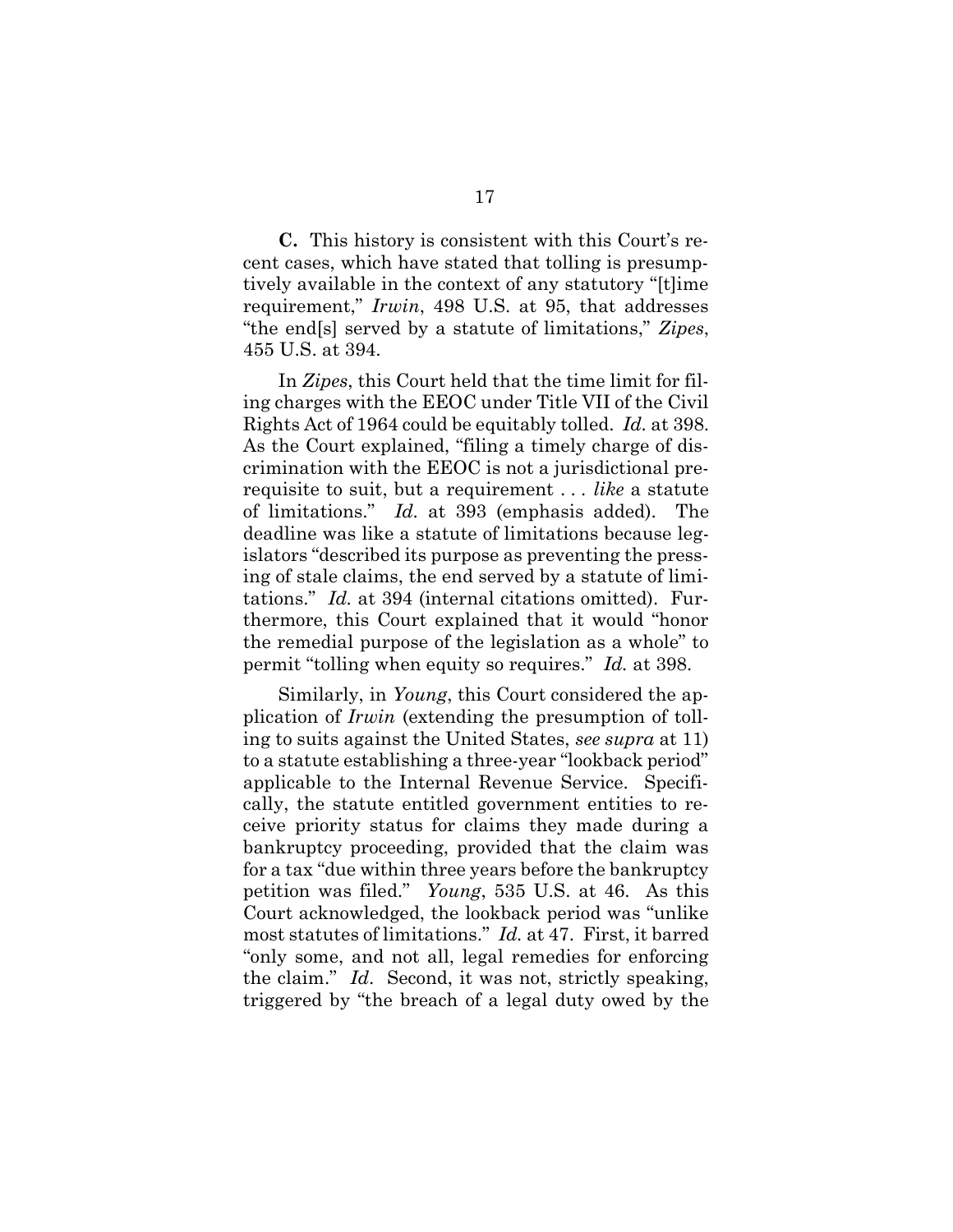**C.** This history is consistent with this Court's recent cases, which have stated that tolling is presumptively available in the context of any statutory "[t]ime requirement," *Irwin*, 498 U.S. at 95, that addresses "the end[s] served by a statute of limitations," *Zipes*, 455 U.S. at 394.

In *Zipes*, this Court held that the time limit for filing charges with the EEOC under Title VII of the Civil Rights Act of 1964 could be equitably tolled. *Id.* at 398. As the Court explained, "filing a timely charge of discrimination with the EEOC is not a jurisdictional prerequisite to suit, but a requirement . . . *like* a statute of limitations." *Id.* at 393 (emphasis added). The deadline was like a statute of limitations because legislators "described its purpose as preventing the pressing of stale claims, the end served by a statute of limitations." *Id.* at 394 (internal citations omitted). Furthermore, this Court explained that it would "honor the remedial purpose of the legislation as a whole" to permit "tolling when equity so requires." *Id.* at 398.

Similarly, in *Young*, this Court considered the application of *Irwin* (extending the presumption of tolling to suits against the United States, *see supra* at 11) to a statute establishing a three-year "lookback period" applicable to the Internal Revenue Service. Specifically, the statute entitled government entities to receive priority status for claims they made during a bankruptcy proceeding, provided that the claim was for a tax "due within three years before the bankruptcy petition was filed." *Young*, 535 U.S. at 46. As this Court acknowledged, the lookback period was "unlike most statutes of limitations." *Id.* at 47. First, it barred "only some, and not all, legal remedies for enforcing the claim." *Id*. Second, it was not, strictly speaking, triggered by "the breach of a legal duty owed by the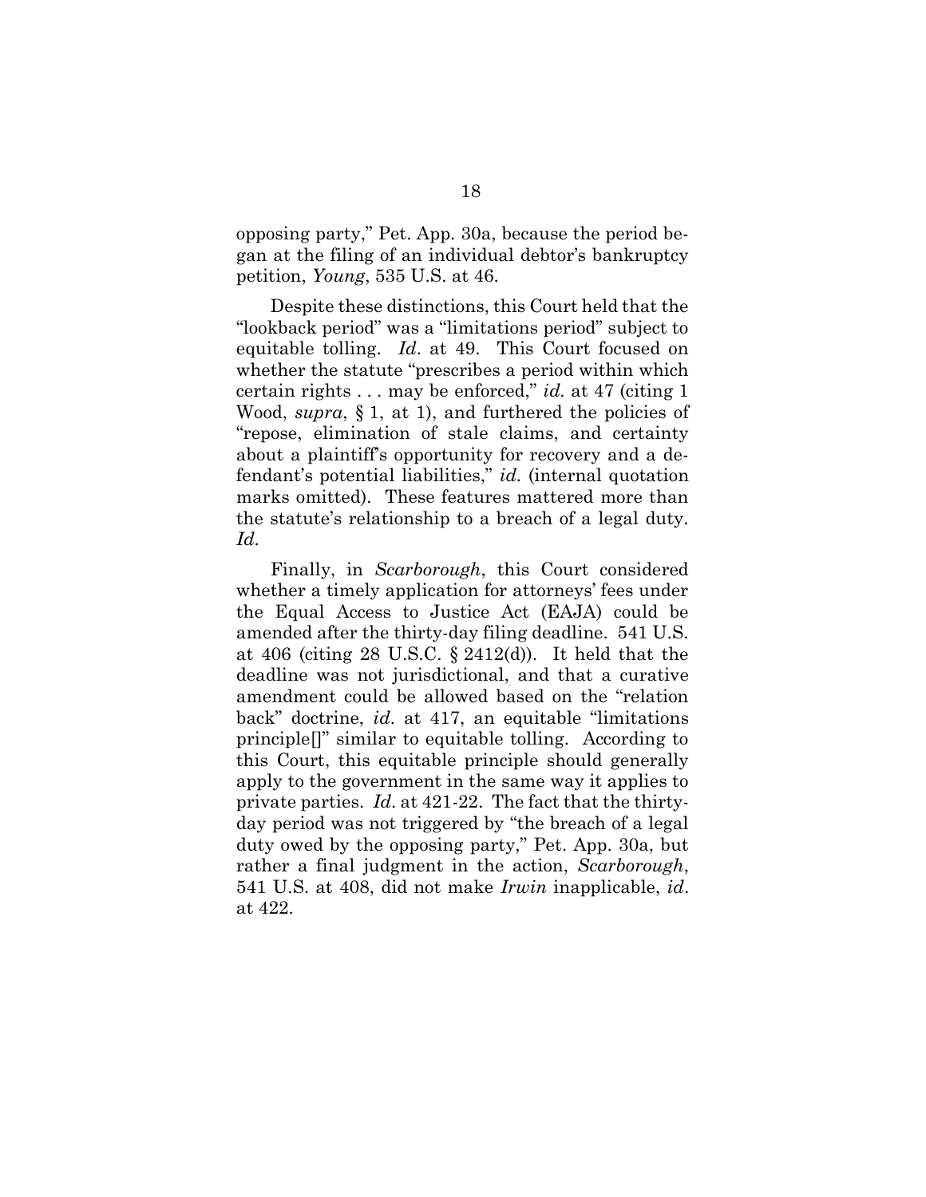opposing party," Pet. App. 30a, because the period began at the filing of an individual debtor's bankruptcy petition, *Young*, 535 U.S. at 46.

Despite these distinctions, this Court held that the "lookback period" was a "limitations period" subject to equitable tolling. *Id*. at 49. This Court focused on whether the statute "prescribes a period within which certain rights . . . may be enforced," *id.* at 47 (citing 1 Wood, *supra*, § 1, at 1), and furthered the policies of "repose, elimination of stale claims, and certainty about a plaintiff's opportunity for recovery and a defendant's potential liabilities," *id.* (internal quotation marks omitted). These features mattered more than the statute's relationship to a breach of a legal duty. *Id*.

Finally, in *Scarborough*, this Court considered whether a timely application for attorneys' fees under the Equal Access to Justice Act (EAJA) could be amended after the thirty-day filing deadline. 541 U.S. at 406 (citing 28 U.S.C. § 2412(d)). It held that the deadline was not jurisdictional, and that a curative amendment could be allowed based on the "relation back" doctrine, *id*. at 417, an equitable "limitations principle[]" similar to equitable tolling. According to this Court, this equitable principle should generally apply to the government in the same way it applies to private parties. *Id*. at 421-22. The fact that the thirty-day period was not triggered by "the breach of a legal duty owed by the opposing party," Pet. App. 30a, but rather a final judgment in the action, *Scarborough*, 541 U.S. at 408, did not make *Irwin* inapplicable, *id*. at 422.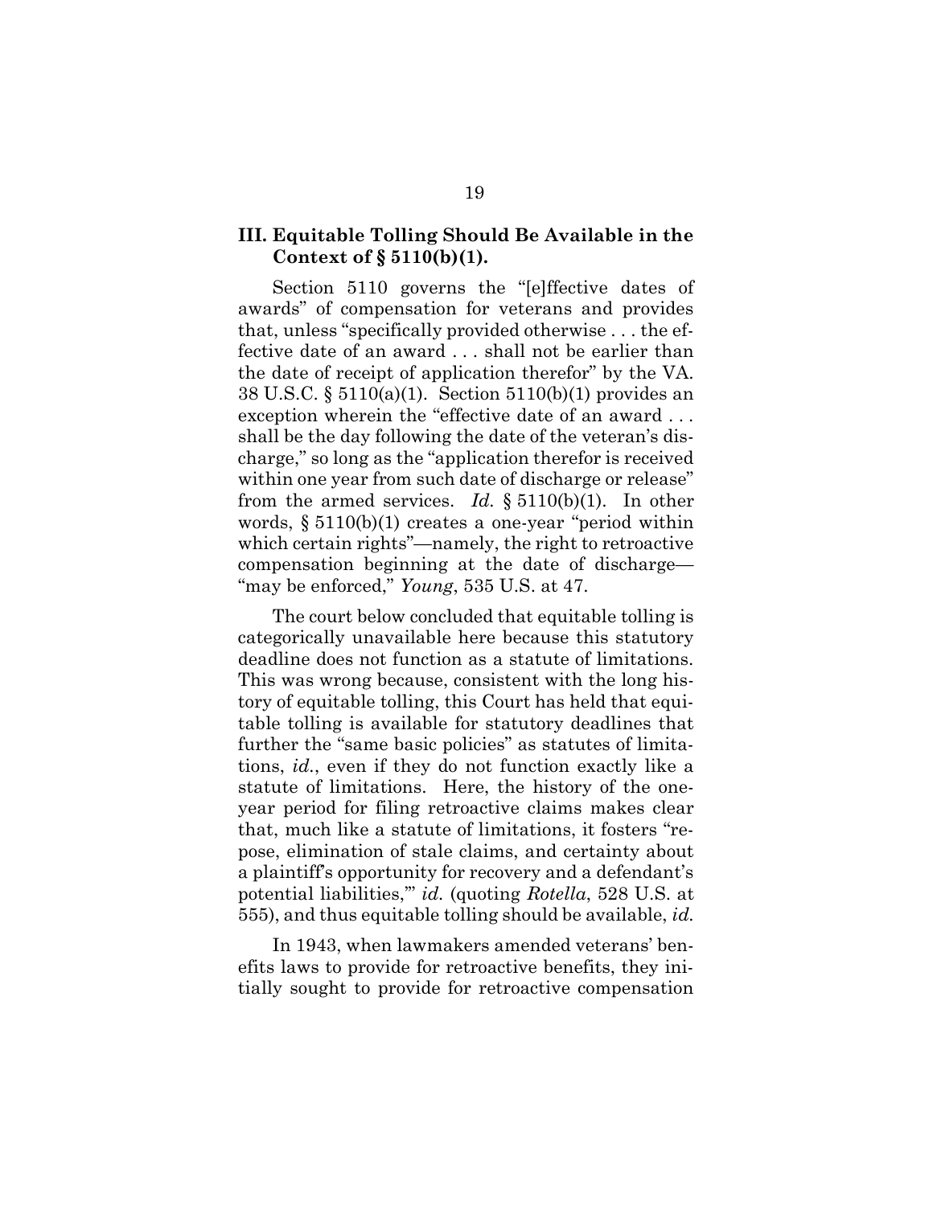### III. Equitable Tolling Should Be Available in the Context of § 5110(b)(1).

Section 5110 governs the "[e]ffective dates of awards" of compensation for veterans and provides that, unless "specifically provided otherwise . . . the effective date of an award . . . shall not be earlier than the date of receipt of application therefor" by the VA. 38 U.S.C. § 5110(a)(1). Section 5110(b)(1) provides an exception wherein the "effective date of an award . . . shall be the day following the date of the veteran's discharge," so long as the "application therefor is received within one year from such date of discharge or release" from the armed services. *Id.* § 5110(b)(1). In other words, § 5110(b)(1) creates a one-year "period within which certain rights"—namely, the right to retroactive compensation beginning at the date of discharge—"may be enforced," *Young*, 535 U.S. at 47.

The court below concluded that equitable tolling is categorically unavailable here because this statutory deadline does not function as a statute of limitations. This was wrong because, consistent with the long history of equitable tolling, this Court has held that equitable tolling is available for statutory deadlines that further the "same basic policies" as statutes of limitations, *id.*, even if they do not function exactly like a statute of limitations. Here, the history of the one-year period for filing retroactive claims makes clear that, much like a statute of limitations, it fosters "repose, elimination of stale claims, and certainty about a plaintiff's opportunity for recovery and a defendant's potential liabilities,'" *id.* (quoting *Rotella*, 528 U.S. at 555), and thus equitable tolling should be available, *id.*

In 1943, when lawmakers amended veterans' benefits laws to provide for retroactive benefits, they initially sought to provide for retroactive compensation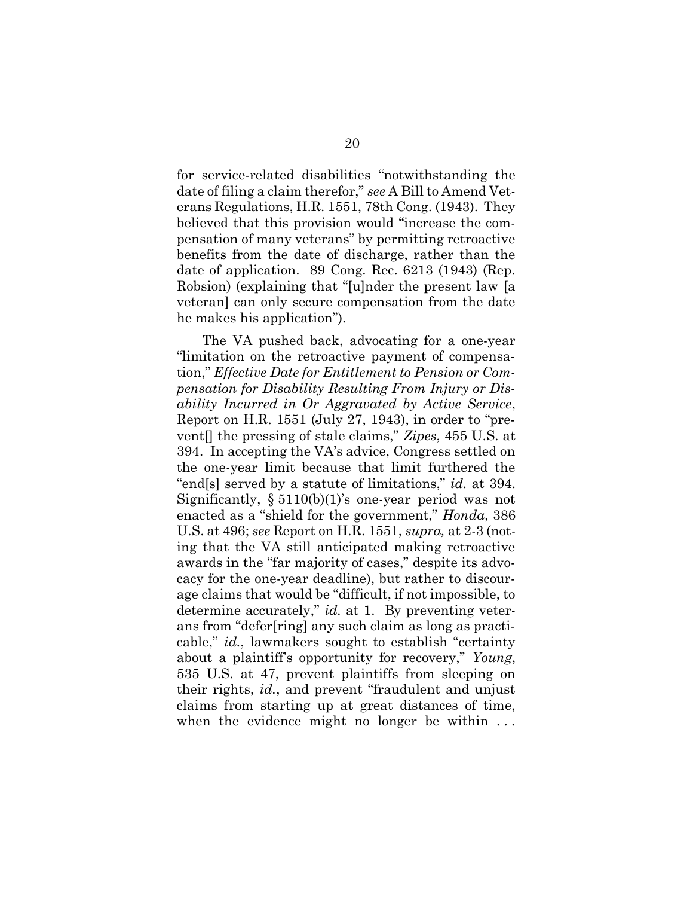for service-related disabilities "notwithstanding the date of filing a claim therefor," *see* A Bill to Amend Veterans Regulations, H.R. 1551, 78th Cong. (1943). They believed that this provision would "increase the compensation of many veterans" by permitting retroactive benefits from the date of discharge, rather than the date of application. 89 Cong. Rec. 6213 (1943) (Rep. Robsion) (explaining that "[u]nder the present law [a veteran] can only secure compensation from the date he makes his application").

The VA pushed back, advocating for a one-year "limitation on the retroactive payment of compensation," *Effective Date for Entitlement to Pension or Compensation for Disability Resulting From Injury or Disability Incurred in Or Aggravated by Active Service*, Report on H.R. 1551 (July 27, 1943), in order to "prevent[] the pressing of stale claims," *Zipes*, 455 U.S. at 394. In accepting the VA's advice, Congress settled on the one-year limit because that limit furthered the "end[s] served by a statute of limitations," *id.* at 394. Significantly, § 5110(b)(1)'s one-year period was not enacted as a "shield for the government," *Honda*, 386 U.S. at 496; *see* Report on H.R. 1551, *supra,* at 2-3 (noting that the VA still anticipated making retroactive awards in the "far majority of cases," despite its advocacy for the one-year deadline), but rather to discourage claims that would be "difficult, if not impossible, to determine accurately," *id.* at 1. By preventing veterans from "defer[ring] any such claim as long as practicable," *id.*, lawmakers sought to establish "certainty about a plaintiff's opportunity for recovery," *Young*, 535 U.S. at 47, prevent plaintiffs from sleeping on their rights, *id.*, and prevent "fraudulent and unjust claims from starting up at great distances of time, when the evidence might no longer be within . . .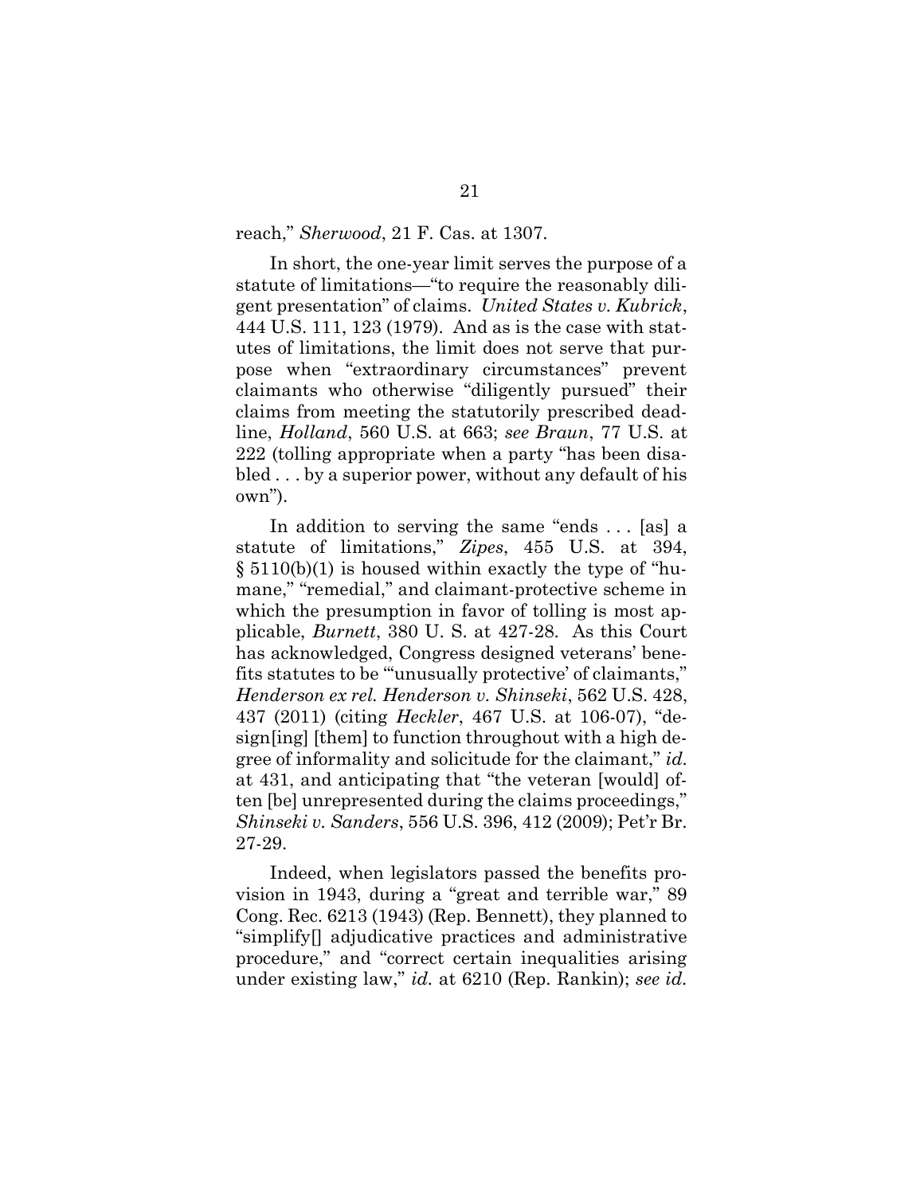reach," *Sherwood*, 21 F. Cas. at 1307.

In short, the one-year limit serves the purpose of a statute of limitations—"to require the reasonably diligent presentation" of claims. *United States v. Kubrick*, 444 U.S. 111, 123 (1979). And as is the case with statutes of limitations, the limit does not serve that purpose when "extraordinary circumstances" prevent claimants who otherwise "diligently pursued" their claims from meeting the statutorily prescribed deadline, *Holland*, 560 U.S. at 663; *see Braun*, 77 U.S. at 222 (tolling appropriate when a party "has been disabled . . . by a superior power, without any default of his own").

In addition to serving the same "ends . . . [as] a statute of limitations," *Zipes*, 455 U.S. at 394, § 5110(b)(1) is housed within exactly the type of "humane," "remedial," and claimant-protective scheme in which the presumption in favor of tolling is most applicable, *Burnett*, 380 U. S. at 427-28. As this Court has acknowledged, Congress designed veterans' benefits statutes to be "'unusually protective' of claimants," *Henderson ex rel. Henderson v. Shinseki*, 562 U.S. 428, 437 (2011) (citing *Heckler*, 467 U.S. at 106-07), "design[ing] [them] to function throughout with a high degree of informality and solicitude for the claimant," *id.* at 431, and anticipating that "the veteran [would] often [be] unrepresented during the claims proceedings," *Shinseki v. Sanders*, 556 U.S. 396, 412 (2009); Pet'r Br. 27-29.

Indeed, when legislators passed the benefits provision in 1943, during a "great and terrible war," 89 Cong. Rec. 6213 (1943) (Rep. Bennett), they planned to "simplify[] adjudicative practices and administrative procedure," and "correct certain inequalities arising under existing law," *id.* at 6210 (Rep. Rankin); *see id.*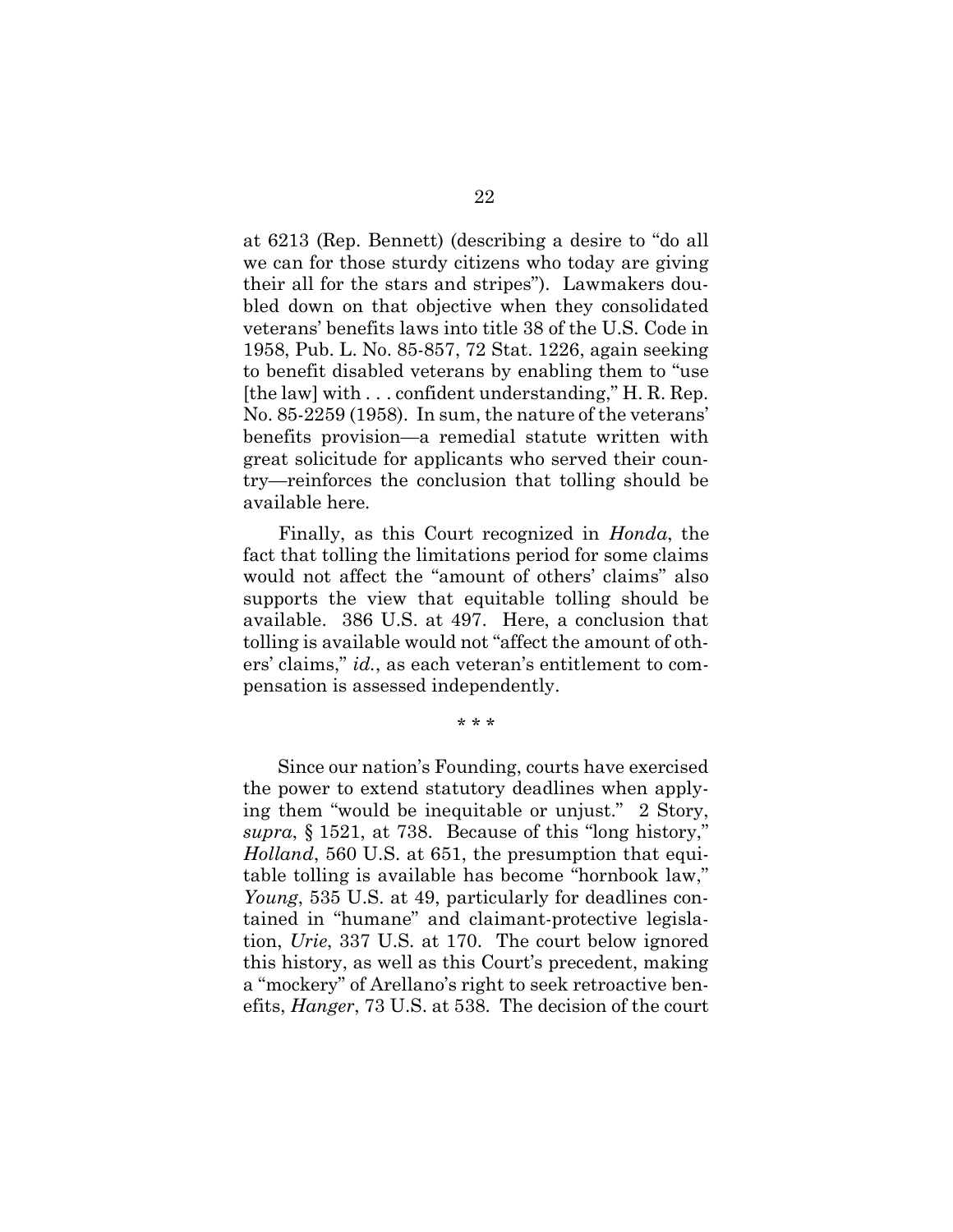at 6213 (Rep. Bennett) (describing a desire to "do all we can for those sturdy citizens who today are giving their all for the stars and stripes"). Lawmakers doubled down on that objective when they consolidated veterans' benefits laws into title 38 of the U.S. Code in 1958, Pub. L. No. 85-857, 72 Stat. 1226, again seeking to benefit disabled veterans by enabling them to "use [the law] with . . . confident understanding," H. R. Rep. No. 85-2259 (1958). In sum, the nature of the veterans' benefits provision—a remedial statute written with great solicitude for applicants who served their country—reinforces the conclusion that tolling should be available here.

Finally, as this Court recognized in *Honda*, the fact that tolling the limitations period for some claims would not affect the "amount of others' claims" also supports the view that equitable tolling should be available. 386 U.S. at 497. Here, a conclusion that tolling is available would not "affect the amount of others' claims," *id.*, as each veteran's entitlement to compensation is assessed independently.

\* \* \*

Since our nation's Founding, courts have exercised the power to extend statutory deadlines when applying them "would be inequitable or unjust." 2 Story, *supra*, § 1521, at 738. Because of this "long history," *Holland*, 560 U.S. at 651, the presumption that equitable tolling is available has become "hornbook law," *Young*, 535 U.S. at 49, particularly for deadlines contained in "humane" and claimant-protective legislation, *Urie*, 337 U.S. at 170. The court below ignored this history, as well as this Court's precedent, making a "mockery" of Arellano's right to seek retroactive benefits, *Hanger*, 73 U.S. at 538. The decision of the court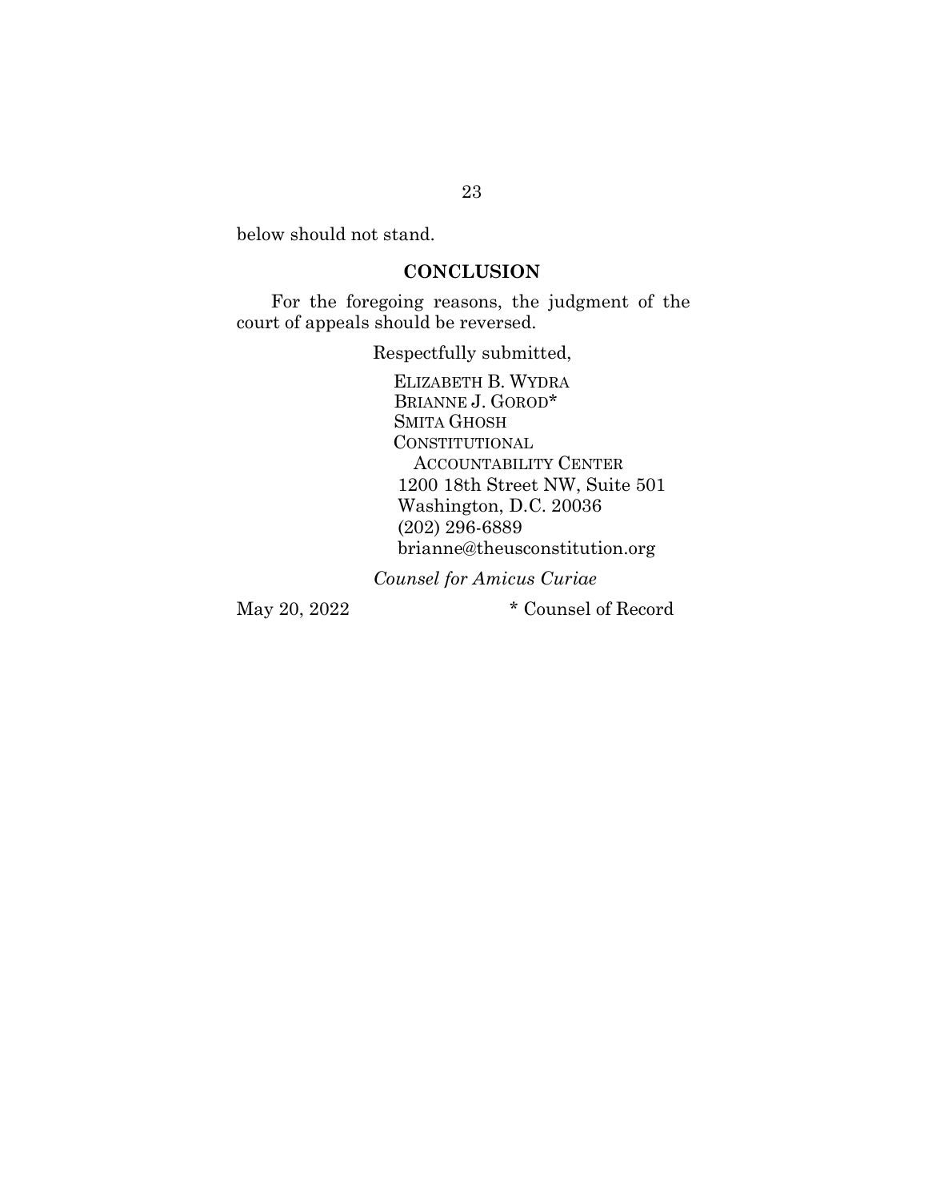below should not stand.

## CONCLUSION

For the foregoing reasons, the judgment of the court of appeals should be reversed.

Respectfully submitted,

ELIZABETH B. WYDRA
BRIANNE J. GOROD*
SMITA GHOSH
CONSTITUTIONAL
ACCOUNTABILITY CENTER
1200 18th Street NW, Suite 501
Washington, D.C. 20036
(202) 296-6889
brianne@theusconstitution.org

*Counsel for Amicus Curiae*

May 20, 2022

\* Counsel of Record